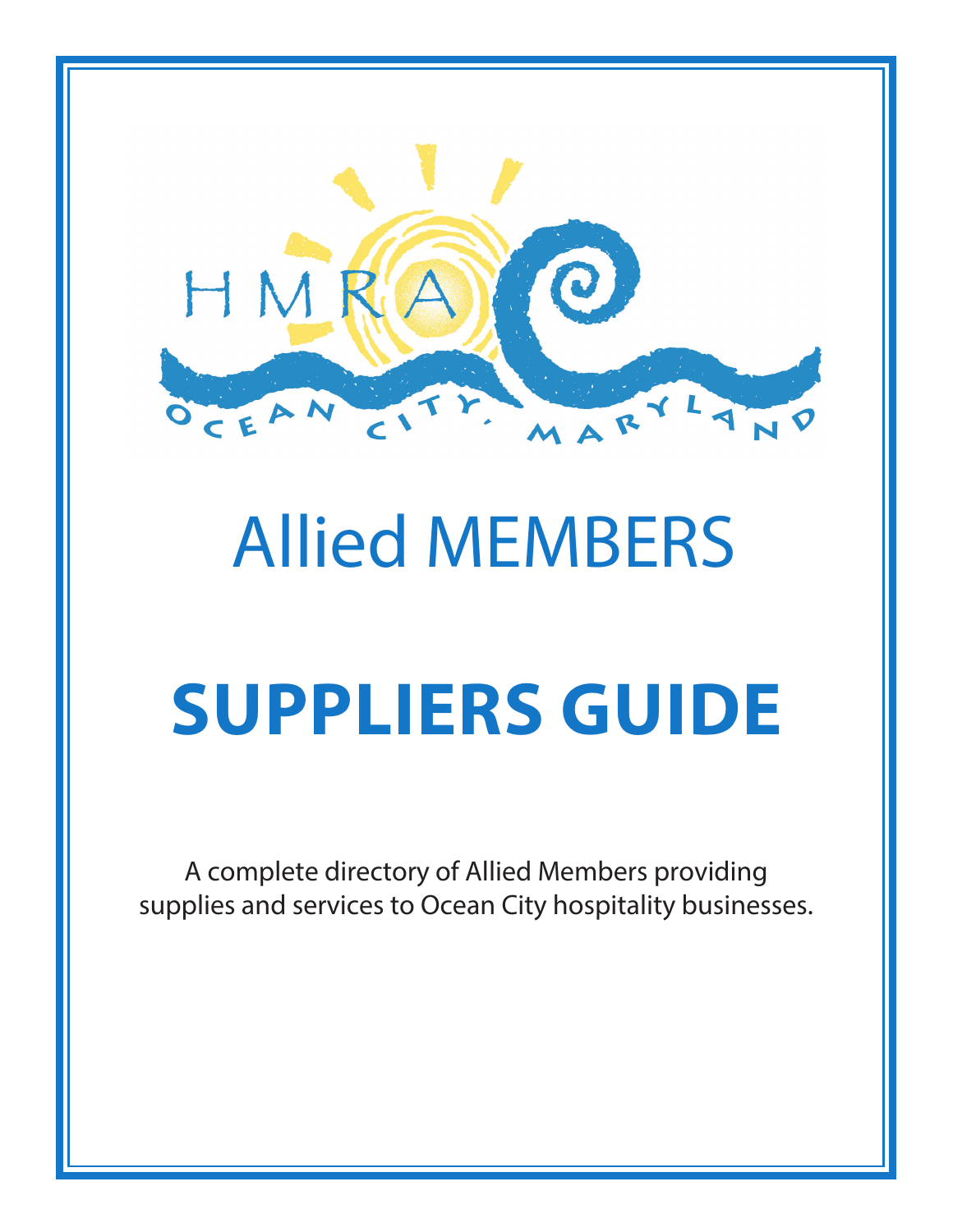HMRA

OCEAN CITY, MARYLAND

# Allied MEMBERS

# SUPPLIERS GUIDE

A complete directory of Allied Members providing supplies and services to Ocean City hospitality businesses.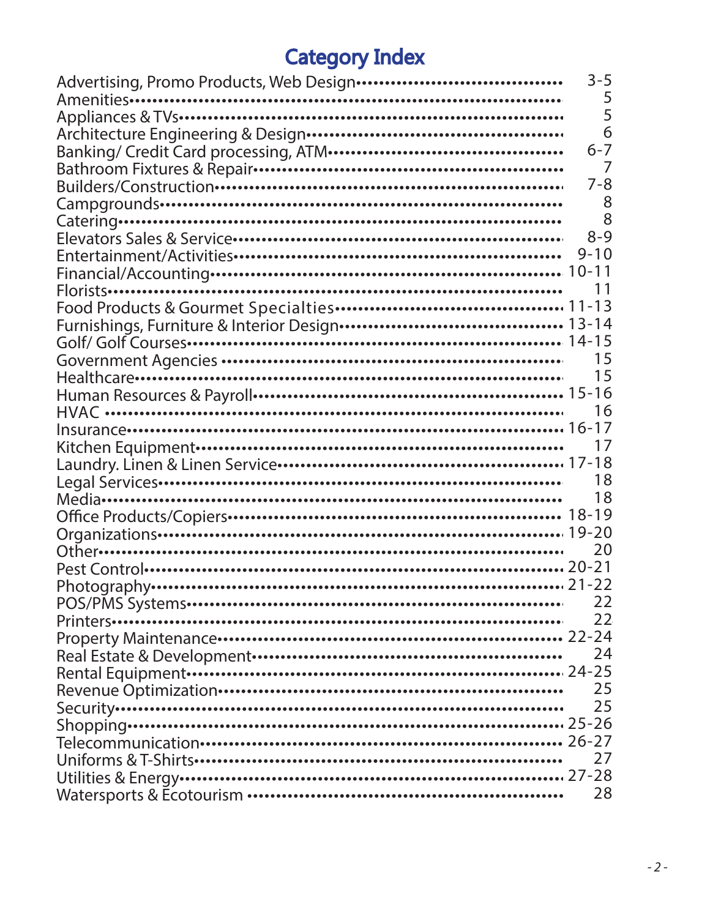# Category Index

| Category | Page |
|---|---|
| Advertising, Promo Products, Web Design | 3-5 |
| Amenities | 5 |
| Appliances & TVs | 5 |
| Architecture Engineering & Design | 6 |
| Banking/ Credit Card processing, ATM | 6-7 |
| Bathroom Fixtures & Repair | 7 |
| Builders/Construction | 7-8 |
| Campgrounds | 8 |
| Catering | 8 |
| Elevators Sales & Service | 8-9 |
| Entertainment/Activities | 9-10 |
| Financial/Accounting | 10-11 |
| Florists | 11 |
| Food Products & Gourmet Specialties | 11-13 |
| Furnishings, Furniture & Interior Design | 13-14 |
| Golf/ Golf Courses | 14-15 |
| Government Agencies | 15 |
| Healthcare | 15 |
| Human Resources & Payroll | 15-16 |
| HVAC | 16 |
| Insurance | 16-17 |
| Kitchen Equipment | 17 |
| Laundry. Linen & Linen Service | 17-18 |
| Legal Services | 18 |
| Media | 18 |
| Office Products/Copiers | 18-19 |
| Organizations | 19-20 |
| Other | 20 |
| Pest Control | 20-21 |
| Photography | 21-22 |
| POS/PMS Systems | 22 |
| Printers | 22 |
| Property Maintenance | 22-24 |
| Real Estate & Development | 24 |
| Rental Equipment | 24-25 |
| Revenue Optimization | 25 |
| Security | 25 |
| Shopping | 25-26 |
| Telecommunication | 26-27 |
| Uniforms & T-Shirts | 27 |
| Utilities & Energy | 27-28 |
| Watersports & Ecotourism | 28 |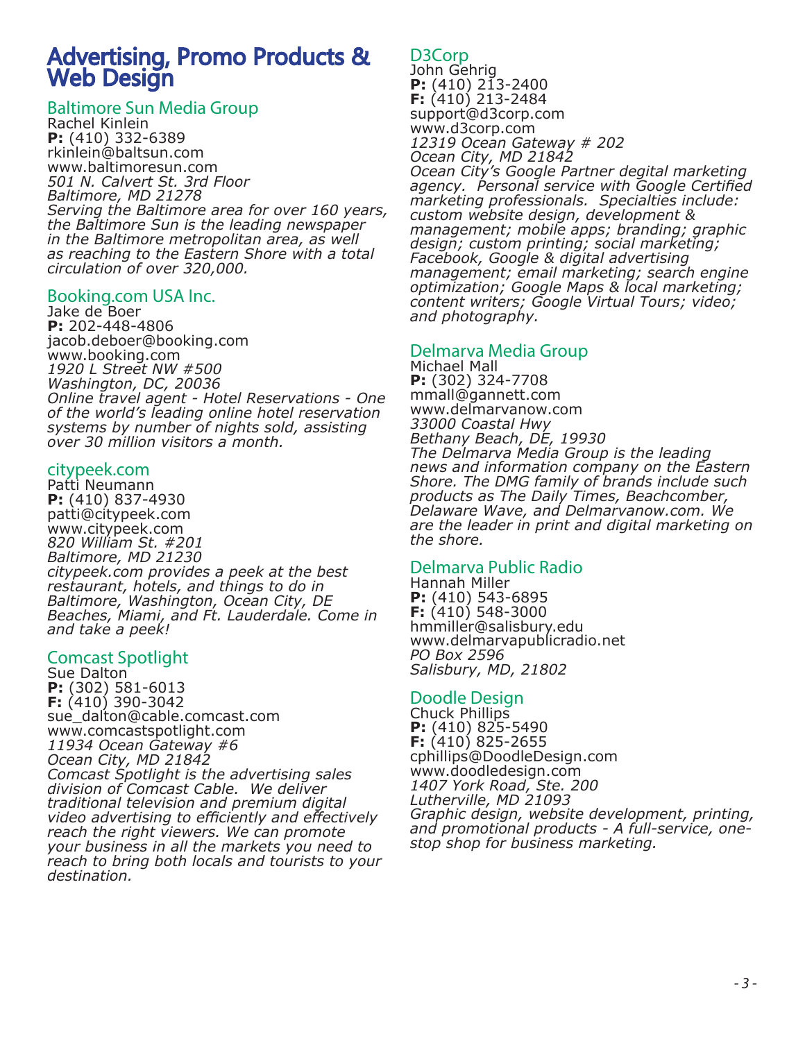# Advertising, Promo Products & Web Design

## Baltimore Sun Media Group

Rachel Kinlein  
**P:** (410) 332-6389  
rkinlein@baltsun.com  
www.baltimoresun.com  
*501 N. Calvert St. 3rd Floor*  
*Baltimore, MD 21278*  
*Serving the Baltimore area for over 160 years, the Baltimore Sun is the leading newspaper in the Baltimore metropolitan area, as well as reaching to the Eastern Shore with a total circulation of over 320,000.*

## Booking.com USA Inc.

Jake de Boer  
**P:** 202-448-4806  
jacob.deboer@booking.com  
www.booking.com  
*1920 L Street NW #500*  
*Washington, DC, 20036*  
*Online travel agent - Hotel Reservations - One of the world's leading online hotel reservation systems by number of nights sold, assisting over 30 million visitors a month.*

## citypeek.com

Patti Neumann  
**P:** (410) 837-4930  
patti@citypeek.com  
www.citypeek.com  
*820 William St. #201*  
*Baltimore, MD 21230*  
*citypeek.com provides a peek at the best restaurant, hotels, and things to do in Baltimore, Washington, Ocean City, DE Beaches, Miami, and Ft. Lauderdale. Come in and take a peek!*

## Comcast Spotlight

Sue Dalton  
**P:** (302) 581-6013  
**F:** (410) 390-3042  
sue_dalton@cable.comcast.com  
www.comcastspotlight.com  
*11934 Ocean Gateway #6*  
*Ocean City, MD 21842*  
*Comcast Spotlight is the advertising sales division of Comcast Cable. We deliver traditional television and premium digital video advertising to efficiently and effectively reach the right viewers. We can promote your business in all the markets you need to reach to bring both locals and tourists to your destination.*

## D3Corp

John Gehrig  
**P:** (410) 213-2400  
**F:** (410) 213-2484  
support@d3corp.com  
www.d3corp.com  
*12319 Ocean Gateway # 202*  
*Ocean City, MD 21842*  
*Ocean City's Google Partner degital marketing agency. Personal service with Google Certified marketing professionals. Specialties include: custom website design, development & management; mobile apps; branding; graphic design; custom printing; social marketing; Facebook, Google & digital advertising management; email marketing; search engine optimization; Google Maps & local marketing; content writers; Google Virtual Tours; video; and photography.*

## Delmarva Media Group

Michael Mall  
**P:** (302) 324-7708  
mmall@gannett.com  
www.delmarvanow.com  
*33000 Coastal Hwy*  
*Bethany Beach, DE, 19930*  
*The Delmarva Media Group is the leading news and information company on the Eastern Shore. The DMG family of brands include such products as The Daily Times, Beachcomber, Delaware Wave, and Delmarvanow.com. We are the leader in print and digital marketing on the shore.*

## Delmarva Public Radio

Hannah Miller  
**P:** (410) 543-6895  
**F:** (410) 548-3000  
hmmiller@salisbury.edu  
www.delmarvapublicradio.net  
*PO Box 2596*  
*Salisbury, MD, 21802*

## Doodle Design

Chuck Phillips  
**P:** (410) 825-5490  
**F:** (410) 825-2655  
cphillips@DoodleDesign.com  
www.doodledesign.com  
*1407 York Road, Ste. 200*  
*Lutherville, MD 21093*  
*Graphic design, website development, printing, and promotional products - A full-service, one-stop shop for business marketing.*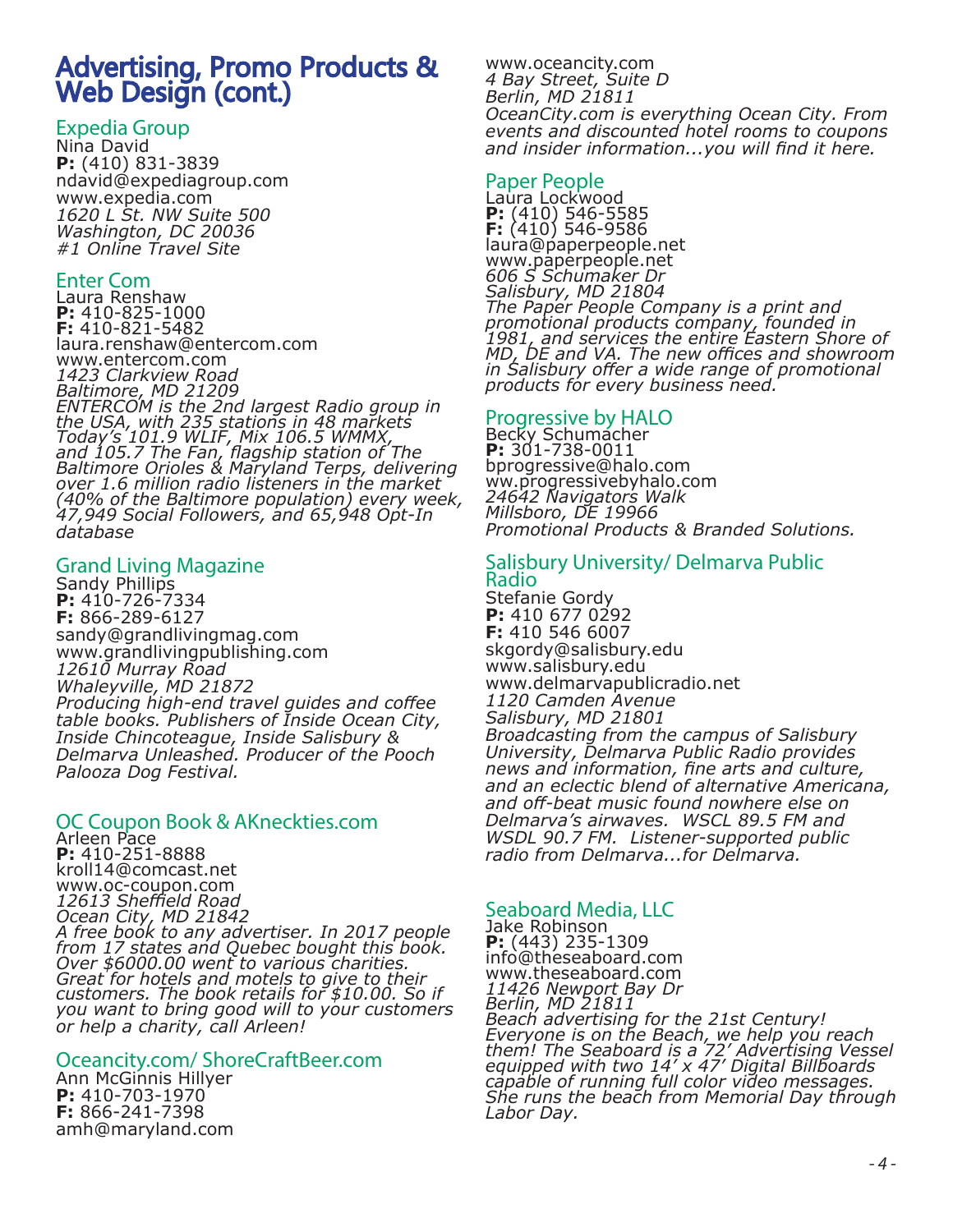# Advertising, Promo Products & Web Design (cont.)

## Expedia Group

Nina David
**P:** (410) 831-3839
ndavid@expediagroup.com
www.expedia.com
*1620 L St. NW Suite 500*
*Washington, DC 20036*
*#1 Online Travel Site*

## Enter Com

Laura Renshaw
**P:** 410-825-1000
**F:** 410-821-5482
laura.renshaw@entercom.com
www.entercom.com
*1423 Clarkview Road*
*Baltimore, MD 21209*
*ENTERCOM is the 2nd largest Radio group in the USA, with 235 stations in 48 markets Today's 101.9 WLIF, Mix 106.5 WMMX, and 105.7 The Fan, flagship station of The Baltimore Orioles & Maryland Terps, delivering over 1.6 million radio listeners in the market (40% of the Baltimore population) every week, 47,949 Social Followers, and 65,948 Opt-In database*

## Grand Living Magazine

Sandy Phillips
**P:** 410-726-7334
**F:** 866-289-6127
sandy@grandlivingmag.com
www.grandlivingpublishing.com
*12610 Murray Road*
*Whaleyville, MD 21872*
*Producing high-end travel guides and coffee table books. Publishers of Inside Ocean City, Inside Chincoteague, Inside Salisbury & Delmarva Unleashed. Producer of the Pooch Palooza Dog Festival.*

## OC Coupon Book & AKneckties.com

Arleen Pace
**P:** 410-251-8888
kroll14@comcast.net
www.oc-coupon.com
*12613 Sheffield Road*
*Ocean City, MD 21842*
*A free book to any advertiser. In 2017 people from 17 states and Quebec bought this book. Over $6000.00 went to various charities. Great for hotels and motels to give to their customers. The book retails for $10.00. So if you want to bring good will to your customers or help a charity, call Arleen!*

## Oceancity.com/ ShoreCraftBeer.com

Ann McGinnis Hillyer
**P:** 410-703-1970
**F:** 866-241-7398
amh@maryland.com
www.oceancity.com
*4 Bay Street, Suite D*
*Berlin, MD 21811*
*OceanCity.com is everything Ocean City. From events and discounted hotel rooms to coupons and insider information...you will find it here.*

## Paper People

Laura Lockwood
**P:** (410) 546-5585
**F:** (410) 546-9586
laura@paperpeople.net
www.paperpeople.net
*606 S Schumaker Dr*
*Salisbury, MD 21804*
*The Paper People Company is a print and promotional products company, founded in 1981, and services the entire Eastern Shore of MD, DE and VA. The new offices and showroom in Salisbury offer a wide range of promotional products for every business need.*

## Progressive by HALO

Becky Schumacher
**P:** 301-738-0011
bprogressive@halo.com
ww.progressivebyhalo.com
*24642 Navigators Walk*
*Millsboro, DE 19966*
*Promotional Products & Branded Solutions.*

## Salisbury University/ Delmarva Public Radio

Stefanie Gordy
**P:** 410 677 0292
**F:** 410 546 6007
skgordy@salisbury.edu
www.salisbury.edu
www.delmarvapublicradio.net
*1120 Camden Avenue*
*Salisbury, MD 21801*
*Broadcasting from the campus of Salisbury University, Delmarva Public Radio provides news and information, fine arts and culture, and an eclectic blend of alternative Americana, and off-beat music found nowhere else on Delmarva's airwaves. WSCL 89.5 FM and WSDL 90.7 FM. Listener-supported public radio from Delmarva...for Delmarva.*

## Seaboard Media, LLC

Jake Robinson
**P:** (443) 235-1309
info@theseaboard.com
www.theseaboard.com
*11426 Newport Bay Dr*
*Berlin, MD 21811*
*Beach advertising for the 21st Century! Everyone is on the Beach, we help you reach them! The Seaboard is a 72' Advertising Vessel equipped with two 14' x 47' Digital Billboards capable of running full color video messages. She runs the beach from Memorial Day through Labor Day.*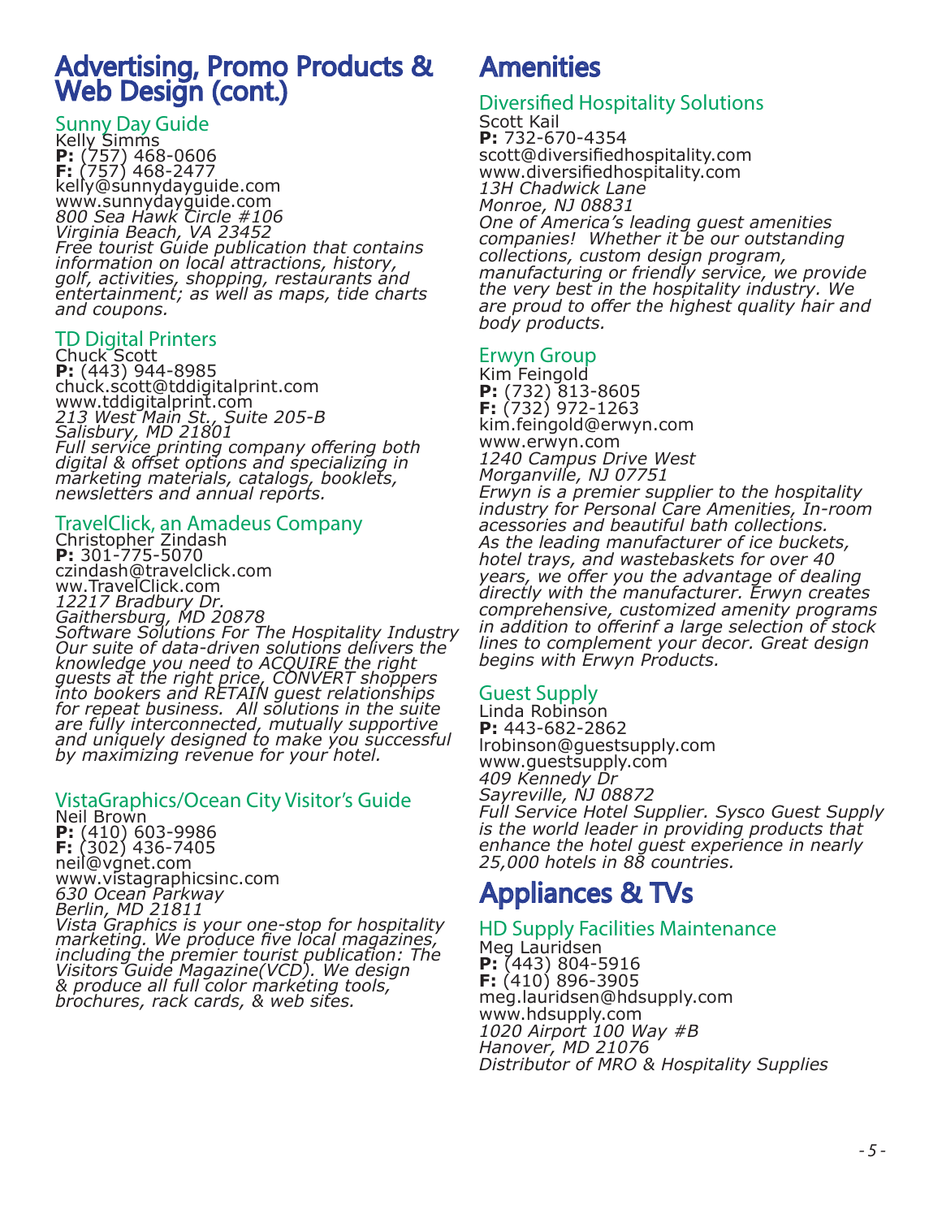## Advertising, Promo Products & Web Design (cont.)

### Sunny Day Guide
Kelly Simms
**P:** (757) 468-0606
**F:** (757) 468-2477
kelly@sunnydayguide.com
www.sunnydayguide.com
*800 Sea Hawk Circle #106*
*Virginia Beach, VA 23452*
*Free tourist Guide publication that contains information on local attractions, history, golf, activities, shopping, restaurants and entertainment; as well as maps, tide charts and coupons.*

### TD Digital Printers
Chuck Scott
**P:** (443) 944-8985
chuck.scott@tddigitalprint.com
www.tddigitalprint.com
*213 West Main St., Suite 205-B*
*Salisbury, MD 21801*
*Full service printing company offering both digital & offset options and specializing in marketing materials, catalogs, booklets, newsletters and annual reports.*

### TravelClick, an Amadeus Company
Christopher Zindash
**P:** 301-775-5070
czindash@travelclick.com
ww.TravelClick.com
*12217 Bradbury Dr.*
*Gaithersburg, MD 20878*
*Software Solutions For The Hospitality Industry Our suite of data-driven solutions delivers the knowledge you need to ACQUIRE the right guests at the right price, CONVERT shoppers into bookers and RETAIN guest relationships for repeat business. All solutions in the suite are fully interconnected, mutually supportive and uniquely designed to make you successful by maximizing revenue for your hotel.*

### VistaGraphics/Ocean City Visitor's Guide
Neil Brown
**P:** (410) 603-9986
**F:** (302) 436-7405
neil@vgnet.com
www.vistagraphicsinc.com
*630 Ocean Parkway*
*Berlin, MD 21811*
*Vista Graphics is your one-stop for hospitality marketing. We produce five local magazines, including the premier tourist publication: The Visitors Guide Magazine(VCD). We design & produce all full color marketing tools, brochures, rack cards, & web sites.*

## Amenities

### Diversified Hospitality Solutions
Scott Kail
**P:** 732-670-4354
scott@diversifiedhospitality.com
www.diversifiedhospitality.com
*13H Chadwick Lane*
*Monroe, NJ 08831*
*One of America's leading guest amenities companies! Whether it be our outstanding collections, custom design program, manufacturing or friendly service, we provide the very best in the hospitality industry. We are proud to offer the highest quality hair and body products.*

### Erwyn Group
Kim Feingold
**P:** (732) 813-8605
**F:** (732) 972-1263
kim.feingold@erwyn.com
www.erwyn.com
*1240 Campus Drive West*
*Morganville, NJ 07751*
*Erwyn is a premier supplier to the hospitality industry for Personal Care Amenities, In-room accessories and beautiful bath collections. As the leading manufacturer of ice buckets, hotel trays, and wastebaskets for over 40 years, we offer you the advantage of dealing directly with the manufacturer. Erwyn creates comprehensive, customized amenity programs in addition to offerinf a large selection of stock lines to complement your decor. Great design begins with Erwyn Products.*

### Guest Supply
Linda Robinson
**P:** 443-682-2862
lrobinson@guestsupply.com
www.guestsupply.com
*409 Kennedy Dr*
*Sayreville, NJ 08872*
*Full Service Hotel Supplier. Sysco Guest Supply is the world leader in providing products that enhance the hotel guest experience in nearly 25,000 hotels in 88 countries.*

## Appliances & TVs

### HD Supply Facilities Maintenance
Meg Lauridsen
**P:** (443) 804-5916
**F:** (410) 896-3905
meg.lauridsen@hdsupply.com
www.hdsupply.com
*1020 Airport 100 Way #B*
*Hanover, MD 21076*
*Distributor of MRO & Hospitality Supplies*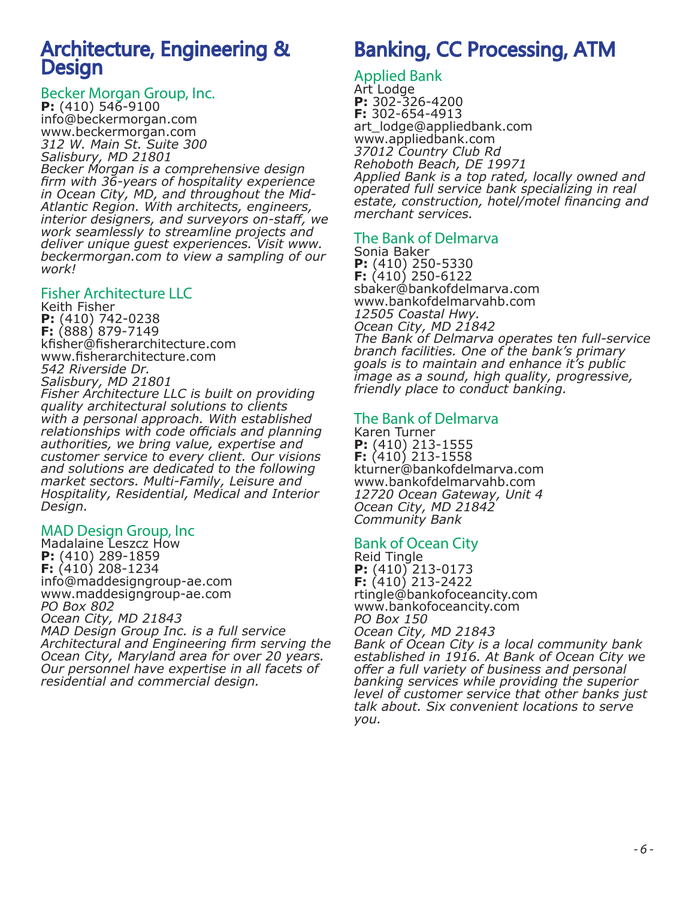## Architecture, Engineering & Design

### Becker Morgan Group, Inc.

**P:** (410) 546-9100
info@beckermorgan.com
www.beckermorgan.com
*312 W. Main St. Suite 300*
*Salisbury, MD 21801*
*Becker Morgan is a comprehensive design firm with 36-years of hospitality experience in Ocean City, MD, and throughout the Mid-Atlantic Region. With architects, engineers, interior designers, and surveyors on-staff, we work seamlessly to streamline projects and deliver unique guest experiences. Visit www.beckermorgan.com to view a sampling of our work!*

### Fisher Architecture LLC

Keith Fisher
**P:** (410) 742-0238
**F:** (888) 879-7149
kfisher@fisherarchitecture.com
www.fisherarchitecture.com
*542 Riverside Dr.*
*Salisbury, MD 21801*
*Fisher Architecture LLC is built on providing quality architectural solutions to clients with a personal approach. With established relationships with code officials and planning authorities, we bring value, expertise and customer service to every client. Our visions and solutions are dedicated to the following market sectors. Multi-Family, Leisure and Hospitality, Residential, Medical and Interior Design.*

### MAD Design Group, Inc

Madalaine Leszcz How
**P:** (410) 289-1859
**F:** (410) 208-1234
info@maddesigngroup-ae.com
www.maddesigngroup-ae.com
*PO Box 802*
*Ocean City, MD 21843*
*MAD Design Group Inc. is a full service Architectural and Engineering firm serving the Ocean City, Maryland area for over 20 years. Our personnel have expertise in all facets of residential and commercial design.*

## Banking, CC Processing, ATM

### Applied Bank

Art Lodge
**P:** 302-326-4200
**F:** 302-654-4913
art_lodge@appliedbank.com
www.appliedbank.com
*37012 Country Club Rd*
*Rehoboth Beach, DE 19971*
*Applied Bank is a top rated, locally owned and operated full service bank specializing in real estate, construction, hotel/motel financing and merchant services.*

### The Bank of Delmarva

Sonia Baker
**P:** (410) 250-5330
**F:** (410) 250-6122
sbaker@bankofdelmarva.com
www.bankofdelmarvahb.com
*12505 Coastal Hwy.*
*Ocean City, MD 21842*
*The Bank of Delmarva operates ten full-service branch facilities. One of the bank's primary goals is to maintain and enhance it's public image as a sound, high quality, progressive, friendly place to conduct banking.*

### The Bank of Delmarva

Karen Turner
**P:** (410) 213-1555
**F:** (410) 213-1558
kturner@bankofdelmarva.com
www.bankofdelmarvahb.com
*12720 Ocean Gateway, Unit 4*
*Ocean City, MD 21842*
*Community Bank*

### Bank of Ocean City

Reid Tingle
**P:** (410) 213-0173
**F:** (410) 213-2422
rtingle@bankofoceancity.com
www.bankofoceancity.com
*PO Box 150*
*Ocean City, MD 21843*
*Bank of Ocean City is a local community bank established in 1916. At Bank of Ocean City we offer a full variety of business and personal banking services while providing the superior level of customer service that other banks just talk about. Six convenient locations to serve you.*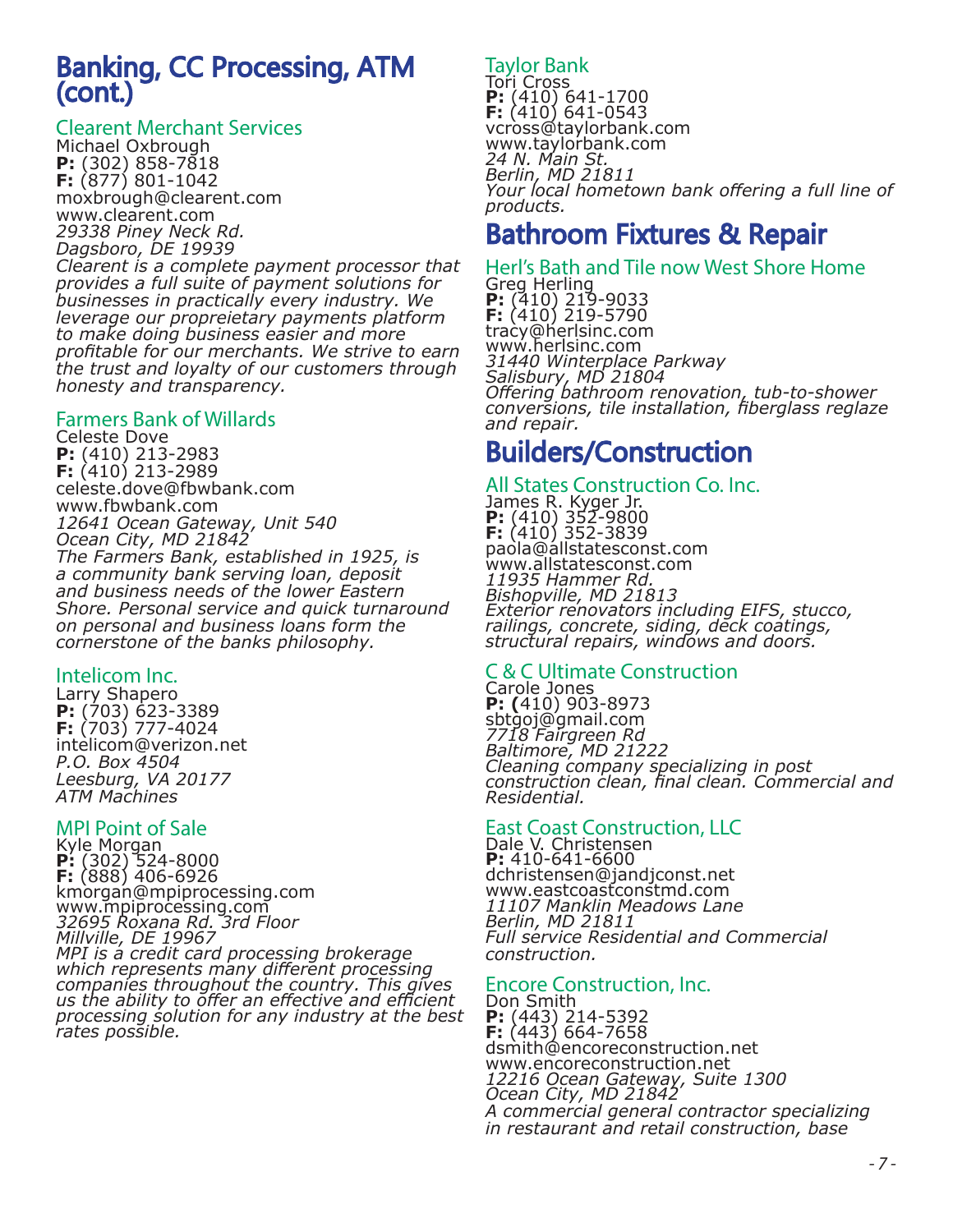# Banking, CC Processing, ATM (cont.)

### Clearent Merchant Services
Michael Oxbrough
**P:** (302) 858-7818
**F:** (877) 801-1042
moxbrough@clearent.com
www.clearent.com
*29338 Piney Neck Rd.*
*Dagsboro, DE 19939*
*Clearent is a complete payment processor that provides a full suite of payment solutions for businesses in practically every industry. We leverage our propreietary payments platform to make doing business easier and more profitable for our merchants. We strive to earn the trust and loyalty of our customers through honesty and transparency.*

### Farmers Bank of Willards
Celeste Dove
**P:** (410) 213-2983
**F:** (410) 213-2989
celeste.dove@fbwbank.com
www.fbwbank.com
*12641 Ocean Gateway, Unit 540*
*Ocean City, MD 21842*
*The Farmers Bank, established in 1925, is a community bank serving loan, deposit and business needs of the lower Eastern Shore. Personal service and quick turnaround on personal and business loans form the cornerstone of the banks philosophy.*

### Intelicom Inc.
Larry Shapero
**P:** (703) 623-3389
**F:** (703) 777-4024
intelicom@verizon.net
*P.O. Box 4504*
*Leesburg, VA 20177*
*ATM Machines*

### MPI Point of Sale
Kyle Morgan
**P:** (302) 524-8000
**F:** (888) 406-6926
kmorgan@mpiprocessing.com
www.mpiprocessing.com
*32695 Roxana Rd. 3rd Floor*
*Millville, DE 19967*
*MPI is a credit card processing brokerage which represents many different processing companies throughout the country. This gives us the ability to offer an effective and efficient processing solution for any industry at the best rates possible.*

### Taylor Bank
Tori Cross
**P:** (410) 641-1700
**F:** (410) 641-0543
vcross@taylorbank.com
www.taylorbank.com
*24 N. Main St.*
*Berlin, MD 21811*
*Your local hometown bank offering a full line of products.*

# Bathroom Fixtures & Repair

### Herl's Bath and Tile now West Shore Home
Greg Herling
**P:** (410) 219-9033
**F:** (410) 219-5790
tracy@herlsinc.com
www.herlsinc.com
*31440 Winterplace Parkway*
*Salisbury, MD 21804*
*Offering bathroom renovation, tub-to-shower conversions, tile installation, fiberglass reglaze and repair.*

# Builders/Construction

### All States Construction Co. Inc.
James R. Kyger Jr.
**P:** (410) 352-9800
**F:** (410) 352-3839
paola@allstatesconst.com
www.allstatesconst.com
*11935 Hammer Rd.*
*Bishopville, MD 21813*
*Exterior renovators including EIFS, stucco, railings, concrete, siding, deck coatings, structural repairs, windows and doors.*

### C & C Ultimate Construction
Carole Jones
**P: (**410) 903-8973
sbtgoj@gmail.com
*7718 Fairgreen Rd*
*Baltimore, MD 21222*
*Cleaning company specializing in post construction clean, final clean. Commercial and Residential.*

### East Coast Construction, LLC
Dale V. Christensen
**P:** 410-641-6600
dchristensen@jandjconst.net
www.eastcoastconstmd.com
*11107 Manklin Meadows Lane*
*Berlin, MD 21811*
*Full service Residential and Commercial construction.*

### Encore Construction, Inc.
Don Smith
**P:** (443) 214-5392
**F:** (443) 664-7658
dsmith@encoreconstruction.net
www.encoreconstruction.net
*12216 Ocean Gateway, Suite 1300*
*Ocean City, MD 21842*
*A commercial general contractor specializing in restaurant and retail construction, base*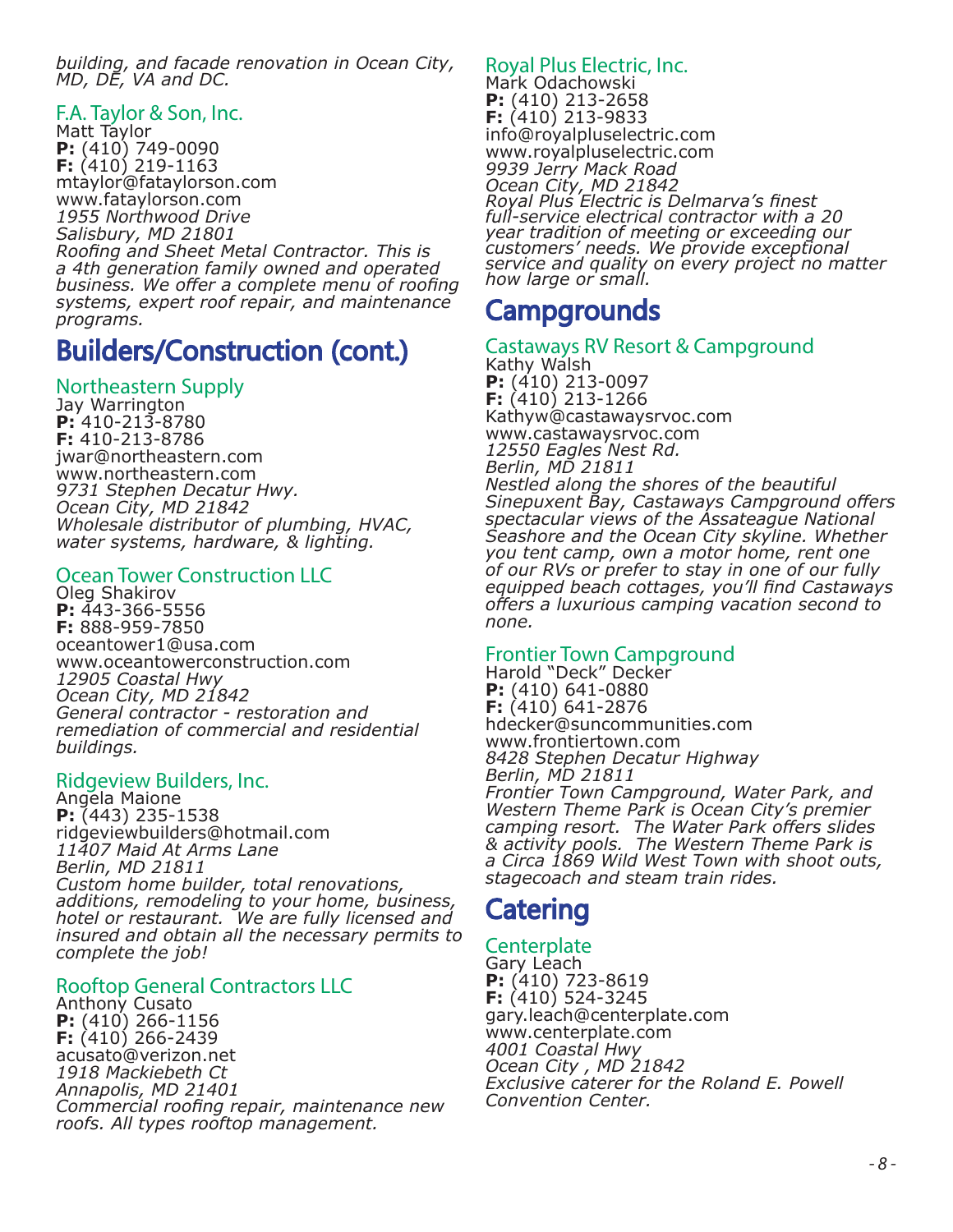*building, and facade renovation in Ocean City, MD, DE, VA and DC.*

### F.A. Taylor & Son, Inc.
Matt Taylor
**P:** (410) 749-0090
**F:** (410) 219-1163
mtaylor@fataylorson.com
www.fataylorson.com
*1955 Northwood Drive*
*Salisbury, MD 21801*
*Roofing and Sheet Metal Contractor. This is a 4th generation family owned and operated business. We offer a complete menu of roofing systems, expert roof repair, and maintenance programs.*

## Builders/Construction (cont.)

### Northeastern Supply
Jay Warrington
**P:** 410-213-8780
**F:** 410-213-8786
jwar@northeastern.com
www.northeastern.com
*9731 Stephen Decatur Hwy.*
*Ocean City, MD 21842*
*Wholesale distributor of plumbing, HVAC, water systems, hardware, & lighting.*

### Ocean Tower Construction LLC
Oleg Shakirov
**P:** 443-366-5556
**F:** 888-959-7850
oceantower1@usa.com
www.oceantowerconstruction.com
*12905 Coastal Hwy*
*Ocean City, MD 21842*
*General contractor - restoration and remediation of commercial and residential buildings.*

### Ridgeview Builders, Inc.
Angela Maione
**P:** (443) 235-1538
ridgeviewbuilders@hotmail.com
*11407 Maid At Arms Lane*
*Berlin, MD 21811*
*Custom home builder, total renovations, additions, remodeling to your home, business, hotel or restaurant.  We are fully licensed and insured and obtain all the necessary permits to complete the job!*

### Rooftop General Contractors LLC
Anthony Cusato
**P:** (410) 266-1156
**F:** (410) 266-2439
acusato@verizon.net
*1918 Mackiebeth Ct*
*Annapolis, MD 21401*
*Commercial roofing repair, maintenance new roofs. All types rooftop management.*

### Royal Plus Electric, Inc.
Mark Odachowski
**P:** (410) 213-2658
**F:** (410) 213-9833
info@royalpluselectric.com
www.royalpluselectric.com
*9939 Jerry Mack Road*
*Ocean City, MD 21842*
*Royal Plus Electric is Delmarva's finest full-service electrical contractor with a 20 year tradition of meeting or exceeding our customers' needs. We provide exceptional service and quality on every project no matter how large or small.*

## Campgrounds

### Castaways RV Resort & Campground
Kathy Walsh
**P:** (410) 213-0097
**F:** (410) 213-1266
Kathyw@castawaysrvoc.com
www.castawaysrvoc.com
*12550 Eagles Nest Rd.*
*Berlin, MD 21811*
*Nestled along the shores of the beautiful Sinepuxent Bay, Castaways Campground offers spectacular views of the Assateague National Seashore and the Ocean City skyline. Whether you tent camp, own a motor home, rent one of our RVs or prefer to stay in one of our fully equipped beach cottages, you'll find Castaways offers a luxurious camping vacation second to none.*

### Frontier Town Campground
Harold "Deck" Decker
**P:** (410) 641-0880
**F:** (410) 641-2876
hdecker@suncommunities.com
www.frontiertown.com
*8428 Stephen Decatur Highway*
*Berlin, MD 21811*
*Frontier Town Campground, Water Park, and Western Theme Park is Ocean City's premier camping resort.  The Water Park offers slides & activity pools.  The Western Theme Park is a Circa 1869 Wild West Town with shoot outs, stagecoach and steam train rides.*

## Catering

### Centerplate
Gary Leach
**P:** (410) 723-8619
**F:** (410) 524-3245
gary.leach@centerplate.com
www.centerplate.com
*4001 Coastal Hwy*
*Ocean City , MD 21842*
*Exclusive caterer for the Roland E. Powell Convention Center.*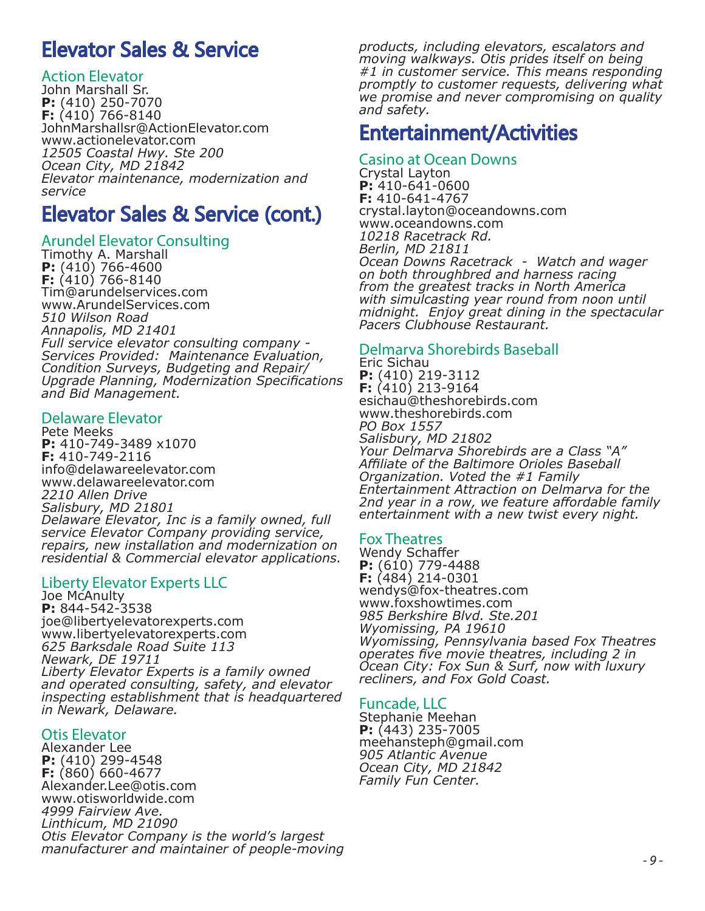# Elevator Sales & Service

### Action Elevator

John Marshall Sr.
**P:** (410) 250-7070
**F:** (410) 766-8140
JohnMarshallsr@ActionElevator.com
www.actionelevator.com
*12505 Coastal Hwy. Ste 200*
*Ocean City, MD 21842*
*Elevator maintenance, modernization and service*

# Elevator Sales & Service (cont.)

### Arundel Elevator Consulting

Timothy A. Marshall
**P:** (410) 766-4600
**F:** (410) 766-8140
Tim@arundelservices.com
www.ArundelServices.com
*510 Wilson Road*
*Annapolis, MD 21401*
*Full service elevator consulting company - Services Provided: Maintenance Evaluation, Condition Surveys, Budgeting and Repair/ Upgrade Planning, Modernization Specifications and Bid Management.*

### Delaware Elevator

Pete Meeks
**P:** 410-749-3489 x1070
**F:** 410-749-2116
info@delawareelevator.com
www.delawareelevator.com
*2210 Allen Drive*
*Salisbury, MD 21801*
*Delaware Elevator, Inc is a family owned, full service Elevator Company providing service, repairs, new installation and modernization on residential & Commercial elevator applications.*

### Liberty Elevator Experts LLC

Joe McAnulty
**P:** 844-542-3538
joe@libertyelevatorexperts.com
www.libertyelevatorexperts.com
*625 Barksdale Road Suite 113*
*Newark, DE 19711*
*Liberty Elevator Experts is a family owned and operated consulting, safety, and elevator inspecting establishment that is headquartered in Newark, Delaware.*

### Otis Elevator

Alexander Lee
**P:** (410) 299-4548
**F:** (860) 660-4677
Alexander.Lee@otis.com
www.otisworldwide.com
*4999 Fairview Ave.*
*Linthicum, MD 21090*
*Otis Elevator Company is the world's largest manufacturer and maintainer of people-moving products, including elevators, escalators and moving walkways. Otis prides itself on being #1 in customer service. This means responding promptly to customer requests, delivering what we promise and never compromising on quality and safety.*

# Entertainment/Activities

### Casino at Ocean Downs

Crystal Layton
**P:** 410-641-0600
**F:** 410-641-4767
crystal.layton@oceandowns.com
www.oceandowns.com
*10218 Racetrack Rd.*
*Berlin, MD 21811*
*Ocean Downs Racetrack - Watch and wager on both throughbred and harness racing from the greatest tracks in North America with simulcasting year round from noon until midnight. Enjoy great dining in the spectacular Pacers Clubhouse Restaurant.*

### Delmarva Shorebirds Baseball

Eric Sichau
**P:** (410) 219-3112
**F:** (410) 213-9164
esichau@theshorebirds.com
www.theshorebirds.com
*PO Box 1557*
*Salisbury, MD 21802*
*Your Delmarva Shorebirds are a Class "A" Affiliate of the Baltimore Orioles Baseball Organization. Voted the #1 Family Entertainment Attraction on Delmarva for the 2nd year in a row, we feature affordable family entertainment with a new twist every night.*

### Fox Theatres

Wendy Schaffer
**P:** (610) 779-4488
**F:** (484) 214-0301
wendys@fox-theatres.com
www.foxshowtimes.com
*985 Berkshire Blvd. Ste.201*
*Wyomissing, PA 19610*
*Wyomissing, Pennsylvania based Fox Theatres operates five movie theatres, including 2 in Ocean City: Fox Sun & Surf, now with luxury recliners, and Fox Gold Coast.*

### Funcade, LLC

Stephanie Meehan
**P:** (443) 235-7005
meehansteph@gmail.com
*905 Atlantic Avenue*
*Ocean City, MD 21842*
*Family Fun Center.*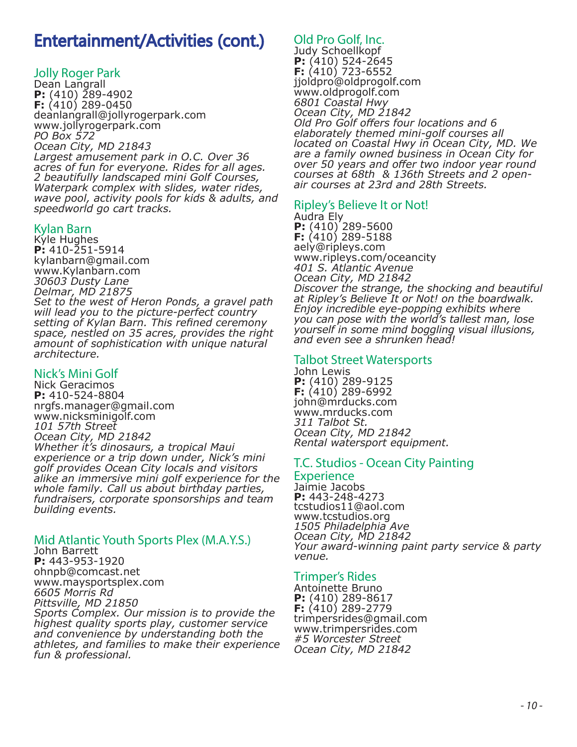# Entertainment/Activities (cont.)

## Jolly Roger Park

Dean Langrall
**P:** (410) 289-4902
**F:** (410) 289-0450
deanlangrall@jollyrogerpark.com
www.jollyrogerpark.com
*PO Box 572*
*Ocean City, MD 21843*
*Largest amusement park in O.C. Over 36 acres of fun for everyone. Rides for all ages. 2 beautifully landscaped mini Golf Courses, Waterpark complex with slides, water rides, wave pool, activity pools for kids & adults, and speedworld go cart tracks.*

## Kylan Barn

Kyle Hughes
**P:** 410-251-5914
kylanbarn@gmail.com
www.Kylanbarn.com
*30603 Dusty Lane*
*Delmar, MD 21875*
*Set to the west of Heron Ponds, a gravel path will lead you to the picture-perfect country setting of Kylan Barn. This refined ceremony space, nestled on 35 acres, provides the right amount of sophistication with unique natural architecture.*

## Nick's Mini Golf

Nick Geracimos
**P:** 410-524-8804
nrgfs.manager@gmail.com
www.nicksminigolf.com
*101 57th Street*
*Ocean City, MD 21842*
*Whether it's dinosaurs, a tropical Maui experience or a trip down under, Nick's mini golf provides Ocean City locals and visitors alike an immersive mini golf experience for the whole family. Call us about birthday parties, fundraisers, corporate sponsorships and team building events.*

## Mid Atlantic Youth Sports Plex (M.A.Y.S.)

John Barrett
**P:** 443-953-1920
ohnpb@comcast.net
www.maysportsplex.com
*6605 Morris Rd*
*Pittsville, MD 21850*
*Sports Complex. Our mission is to provide the highest quality sports play, customer service and convenience by understanding both the athletes, and families to make their experience fun & professional.*

## Old Pro Golf, Inc.

Judy Schoellkopf
**P:** (410) 524-2645
**F:** (410) 723-6552
jjoldpro@oldprogolf.com
www.oldprogolf.com
*6801 Coastal Hwy*
*Ocean City, MD 21842*
*Old Pro Golf offers four locations and 6 elaborately themed mini-golf courses all located on Coastal Hwy in Ocean City, MD. We are a family owned business in Ocean City for over 50 years and offer two indoor year round courses at 68th & 136th Streets and 2 open-air courses at 23rd and 28th Streets.*

## Ripley's Believe It or Not!

Audra Ely
**P:** (410) 289-5600
**F:** (410) 289-5188
aely@ripleys.com
www.ripleys.com/oceancity
*401 S. Atlantic Avenue*
*Ocean City, MD 21842*
*Discover the strange, the shocking and beautiful at Ripley's Believe It or Not! on the boardwalk. Enjoy incredible eye-popping exhibits where you can pose with the world's tallest man, lose yourself in some mind boggling visual illusions, and even see a shrunken head!*

## Talbot Street Watersports

John Lewis
**P:** (410) 289-9125
**F:** (410) 289-6992
john@mrducks.com
www.mrducks.com
*311 Talbot St.*
*Ocean City, MD 21842*
*Rental watersport equipment.*

## T.C. Studios - Ocean City Painting Experience

Jaimie Jacobs
**P:** 443-248-4273
tcstudios11@aol.com
www.tcstudios.org
*1505 Philadelphia Ave*
*Ocean City, MD 21842*
*Your award-winning paint party service & party venue.*

## Trimper's Rides

Antoinette Bruno
**P:** (410) 289-8617
**F:** (410) 289-2779
trimpersrides@gmail.com
www.trimpersrides.com
*#5 Worcester Street*
*Ocean City, MD 21842*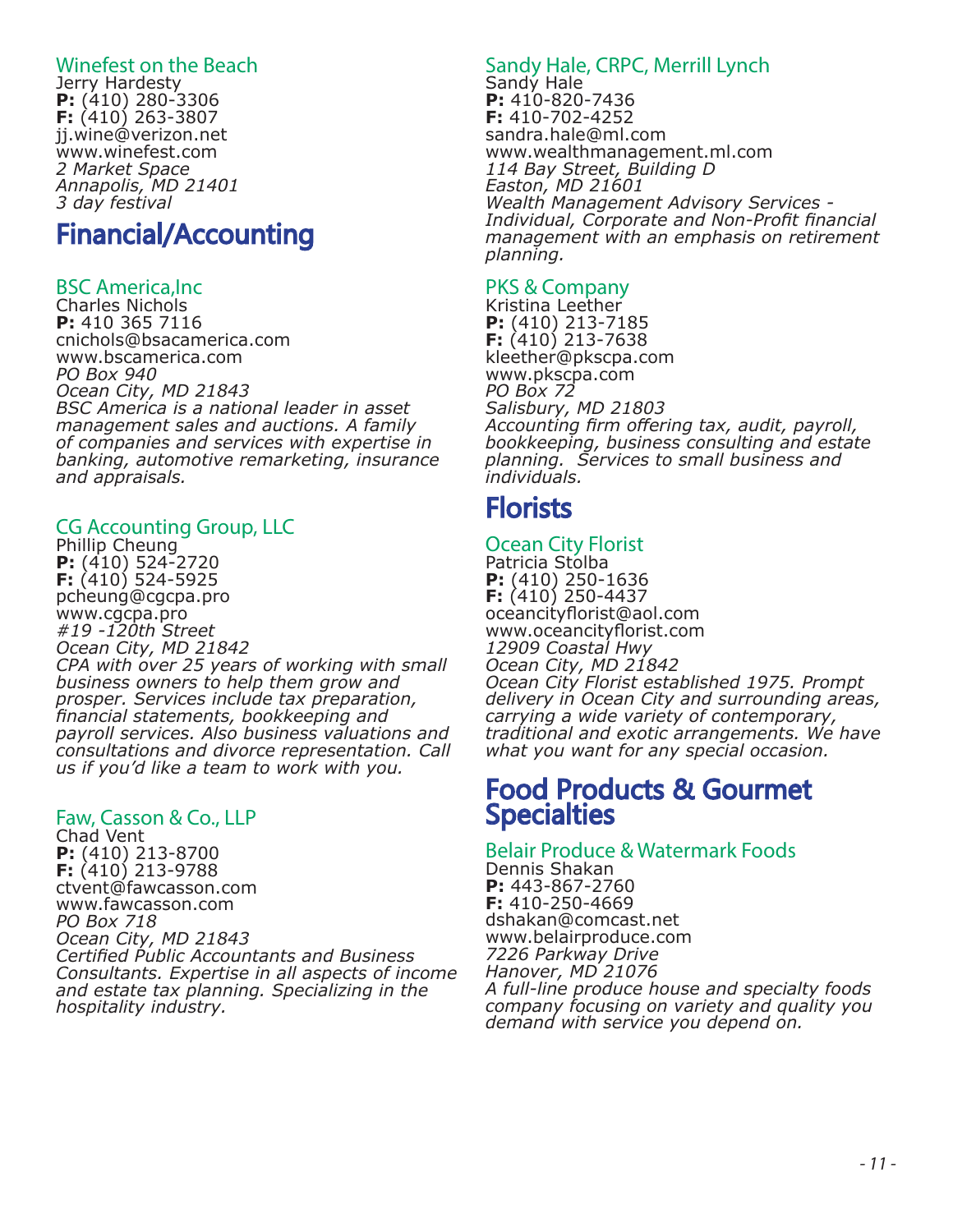### Winefest on the Beach

Jerry Hardesty
**P:** (410) 280-3306
**F:** (410) 263-3807
jj.wine@verizon.net
www.winefest.com
*2 Market Space*
*Annapolis, MD 21401*
*3 day festival*

## Financial/Accounting

### BSC America,Inc

Charles Nichols
**P:** 410 365 7116
cnichols@bsacamerica.com
www.bscamerica.com
*PO Box 940*
*Ocean City, MD 21843*
*BSC America is a national leader in asset management sales and auctions. A family of companies and services with expertise in banking, automotive remarketing, insurance and appraisals.*

### CG Accounting Group, LLC

Phillip Cheung
**P:** (410) 524-2720
**F:** (410) 524-5925
pcheung@cgcpa.pro
www.cgcpa.pro
*#19 -120th Street*
*Ocean City, MD 21842*
*CPA with over 25 years of working with small business owners to help them grow and prosper. Services include tax preparation, financial statements, bookkeeping and payroll services. Also business valuations and consultations and divorce representation. Call us if you'd like a team to work with you.*

### Faw, Casson & Co., LLP

Chad Vent
**P:** (410) 213-8700
**F:** (410) 213-9788
ctvent@fawcasson.com
www.fawcasson.com
*PO Box 718*
*Ocean City, MD 21843*
*Certified Public Accountants and Business Consultants. Expertise in all aspects of income and estate tax planning. Specializing in the hospitality industry.*

### Sandy Hale, CRPC, Merrill Lynch

Sandy Hale
**P:** 410-820-7436
**F:** 410-702-4252
sandra.hale@ml.com
www.wealthmanagement.ml.com
*114 Bay Street, Building D*
*Easton, MD 21601*
*Wealth Management Advisory Services - Individual, Corporate and Non-Profit financial management with an emphasis on retirement planning.*

### PKS & Company

Kristina Leether
**P:** (410) 213-7185
**F:** (410) 213-7638
kleether@pkscpa.com
www.pkscpa.com
*PO Box 72*
*Salisbury, MD 21803*
*Accounting firm offering tax, audit, payroll, bookkeeping, business consulting and estate planning. Services to small business and individuals.*

## Florists

### Ocean City Florist

Patricia Stolba
**P:** (410) 250-1636
**F:** (410) 250-4437
oceancityflorist@aol.com
www.oceancityflorist.com
*12909 Coastal Hwy*
*Ocean City, MD 21842*
*Ocean City Florist established 1975. Prompt delivery in Ocean City and surrounding areas, carrying a wide variety of contemporary, traditional and exotic arrangements. We have what you want for any special occasion.*

## Food Products & Gourmet Specialties

### Belair Produce & Watermark Foods

Dennis Shakan
**P:** 443-867-2760
**F:** 410-250-4669
dshakan@comcast.net
www.belairproduce.com
*7226 Parkway Drive*
*Hanover, MD 21076*
*A full-line produce house and specialty foods company focusing on variety and quality you demand with service you depend on.*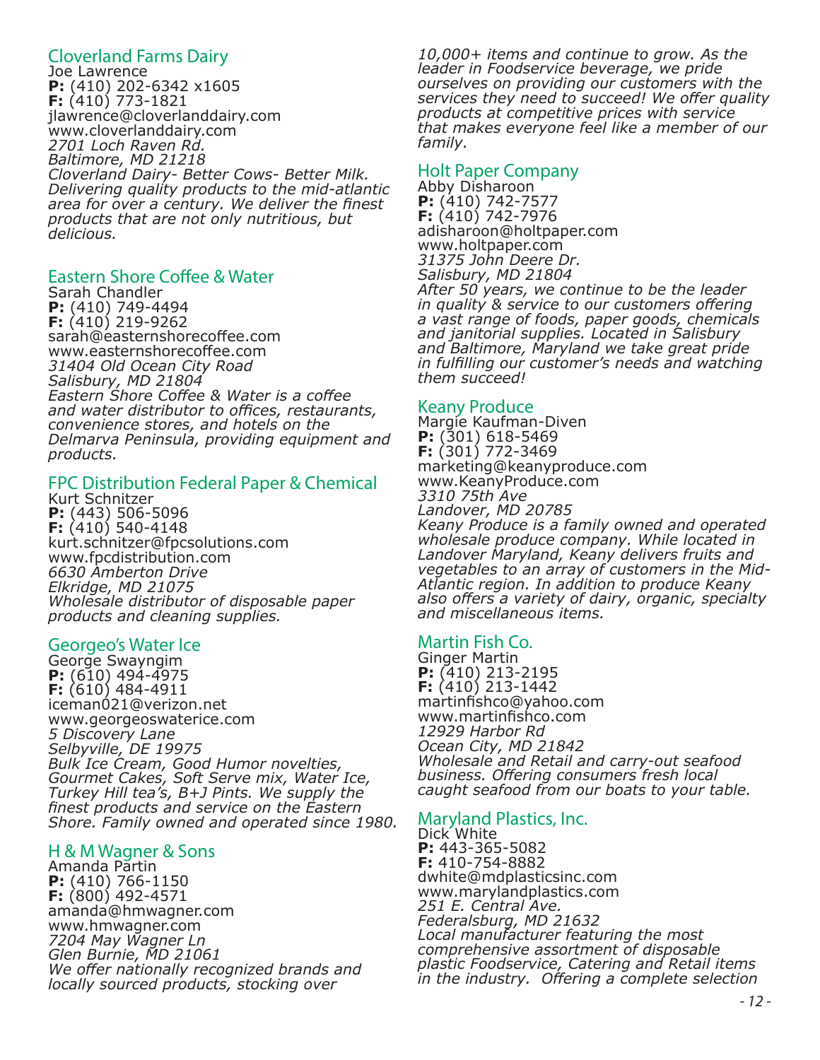## Cloverland Farms Dairy

Joe Lawrence
**P:** (410) 202-6342 x1605
**F:** (410) 773-1821
jlawrence@cloverlanddairy.com
www.cloverlanddairy.com
*2701 Loch Raven Rd.*
*Baltimore, MD 21218*
*Cloverland Dairy- Better Cows- Better Milk. Delivering quality products to the mid-atlantic area for over a century. We deliver the finest products that are not only nutritious, but delicious.*

## Eastern Shore Coffee & Water

Sarah Chandler
**P:** (410) 749-4494
**F:** (410) 219-9262
sarah@easternshorecoffee.com
www.easternshorecoffee.com
*31404 Old Ocean City Road*
*Salisbury, MD 21804*
*Eastern Shore Coffee & Water is a coffee and water distributor to offices, restaurants, convenience stores, and hotels on the Delmarva Peninsula, providing equipment and products.*

## FPC Distribution Federal Paper & Chemical

Kurt Schnitzer
**P:** (443) 506-5096
**F:** (410) 540-4148
kurt.schnitzer@fpcsolutions.com
www.fpcdistribution.com
*6630 Amberton Drive*
*Elkridge, MD 21075*
*Wholesale distributor of disposable paper products and cleaning supplies.*

## Georgeo's Water Ice

George Swayngim
**P:** (610) 494-4975
**F:** (610) 484-4911
iceman021@verizon.net
www.georgeoswaterice.com
*5 Discovery Lane*
*Selbyville, DE 19975*
*Bulk Ice Cream, Good Humor novelties, Gourmet Cakes, Soft Serve mix, Water Ice, Turkey Hill tea's, B+J Pints. We supply the finest products and service on the Eastern Shore. Family owned and operated since 1980.*

## H & M Wagner & Sons

Amanda Partin
**P:** (410) 766-1150
**F:** (800) 492-4571
amanda@hmwagner.com
www.hmwagner.com
*7204 May Wagner Ln*
*Glen Burnie, MD 21061*
*We offer nationally recognized brands and locally sourced products, stocking over 10,000+ items and continue to grow. As the leader in Foodservice beverage, we pride ourselves on providing our customers with the services they need to succeed! We offer quality products at competitive prices with service that makes everyone feel like a member of our family.*

## Holt Paper Company

Abby Disharoon
**P:** (410) 742-7577
**F:** (410) 742-7976
adisharoon@holtpaper.com
www.holtpaper.com
*31375 John Deere Dr.*
*Salisbury, MD 21804*
*After 50 years, we continue to be the leader in quality & service to our customers offering a vast range of foods, paper goods, chemicals and janitorial supplies. Located in Salisbury and Baltimore, Maryland we take great pride in fulfilling our customer's needs and watching them succeed!*

## Keany Produce

Margie Kaufman-Diven
**P:** (301) 618-5469
**F:** (301) 772-3469
marketing@keanyproduce.com
www.KeanyProduce.com
*3310 75th Ave*
*Landover, MD 20785*
*Keany Produce is a family owned and operated wholesale produce company. While located in Landover Maryland, Keany delivers fruits and vegetables to an array of customers in the Mid-Atlantic region. In addition to produce Keany also offers a variety of dairy, organic, specialty and miscellaneous items.*

## Martin Fish Co.

Ginger Martin
**P:** (410) 213-2195
**F:** (410) 213-1442
martinfishco@yahoo.com
www.martinfishco.com
*12929 Harbor Rd*
*Ocean City, MD 21842*
*Wholesale and Retail and carry-out seafood business. Offering consumers fresh local caught seafood from our boats to your table.*

## Maryland Plastics, Inc.

Dick White
**P:** 443-365-5082
**F:** 410-754-8882
dwhite@mdplasticsinc.com
www.marylandplastics.com
*251 E. Central Ave.*
*Federalsburg, MD 21632*
*Local manufacturer featuring the most comprehensive assortment of disposable plastic Foodservice, Catering and Retail items in the industry. Offering a complete selection*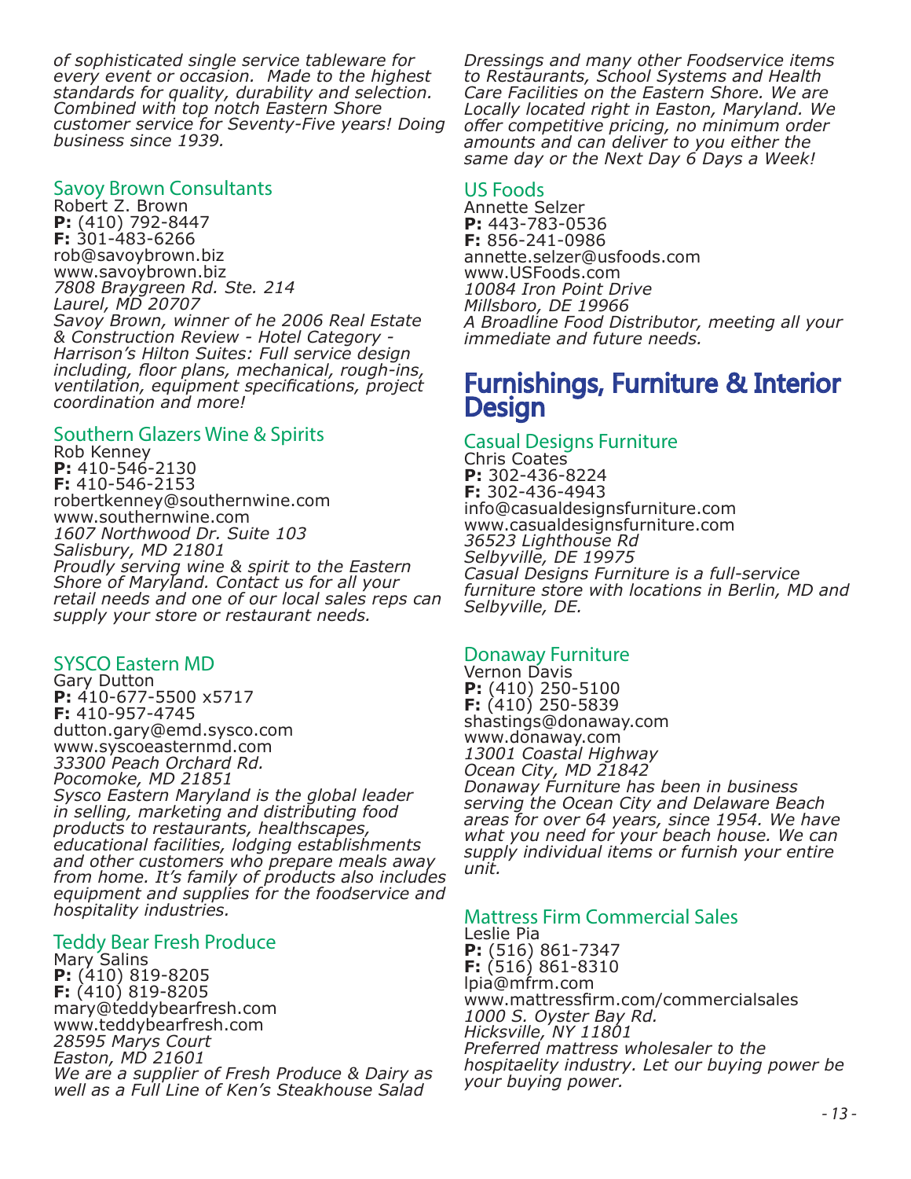*of sophisticated single service tableware for every event or occasion. Made to the highest standards for quality, durability and selection. Combined with top notch Eastern Shore customer service for Seventy-Five years! Doing business since 1939.*

### Savoy Brown Consultants
Robert Z. Brown
**P:** (410) 792-8447
**F:** 301-483-6266
rob@savoybrown.biz
www.savoybrown.biz
*7808 Braygreen Rd. Ste. 214*
*Laurel, MD 20707*
*Savoy Brown, winner of he 2006 Real Estate & Construction Review - Hotel Category - Harrison's Hilton Suites: Full service design including, floor plans, mechanical, rough-ins, ventilation, equipment specifications, project coordination and more!*

### Southern Glazers Wine & Spirits
Rob Kenney
**P:** 410-546-2130
**F:** 410-546-2153
robertkenney@southernwine.com
www.southernwine.com
*1607 Northwood Dr. Suite 103*
*Salisbury, MD 21801*
*Proudly serving wine & spirit to the Eastern Shore of Maryland. Contact us for all your retail needs and one of our local sales reps can supply your store or restaurant needs.*

### SYSCO Eastern MD
Gary Dutton
**P:** 410-677-5500 x5717
**F:** 410-957-4745
dutton.gary@emd.sysco.com
www.syscoeasternmd.com
*33300 Peach Orchard Rd.*
*Pocomoke, MD 21851*
*Sysco Eastern Maryland is the global leader in selling, marketing and distributing food products to restaurants, healthscapes, educational facilities, lodging establishments and other customers who prepare meals away from home. It's family of products also includes equipment and supplies for the foodservice and hospitality industries.*

### Teddy Bear Fresh Produce
Mary Salins
**P:** (410) 819-8205
**F:** (410) 819-8205
mary@teddybearfresh.com
www.teddybearfresh.com
*28595 Marys Court*
*Easton, MD 21601*
*We are a supplier of Fresh Produce & Dairy as well as a Full Line of Ken's Steakhouse Salad Dressings and many other Foodservice items to Restaurants, School Systems and Health Care Facilities on the Eastern Shore. We are Locally located right in Easton, Maryland. We offer competitive pricing, no minimum order amounts and can deliver to you either the same day or the Next Day 6 Days a Week!*

### US Foods
Annette Selzer
**P:** 443-783-0536
**F:** 856-241-0986
annette.selzer@usfoods.com
www.USFoods.com
*10084 Iron Point Drive*
*Millsboro, DE 19966*
*A Broadline Food Distributor, meeting all your immediate and future needs.*

## Furnishings, Furniture & Interior Design

### Casual Designs Furniture
Chris Coates
**P:** 302-436-8224
**F:** 302-436-4943
info@casualdesignsfurniture.com
www.casualdesignsfurniture.com
*36523 Lighthouse Rd*
*Selbyville, DE 19975*
*Casual Designs Furniture is a full-service furniture store with locations in Berlin, MD and Selbyville, DE.*

### Donaway Furniture
Vernon Davis
**P:** (410) 250-5100
**F:** (410) 250-5839
shastings@donaway.com
www.donaway.com
*13001 Coastal Highway*
*Ocean City, MD 21842*
*Donaway Furniture has been in business serving the Ocean City and Delaware Beach areas for over 64 years, since 1954. We have what you need for your beach house. We can supply individual items or furnish your entire unit.*

### Mattress Firm Commercial Sales
Leslie Pia
**P:** (516) 861-7347
**F:** (516) 861-8310
lpia@mfrm.com
www.mattressfirm.com/commercialsales
*1000 S. Oyster Bay Rd.*
*Hicksville, NY 11801*
*Preferred mattress wholesaler to the hospitaelity industry. Let our buying power be your buying power.*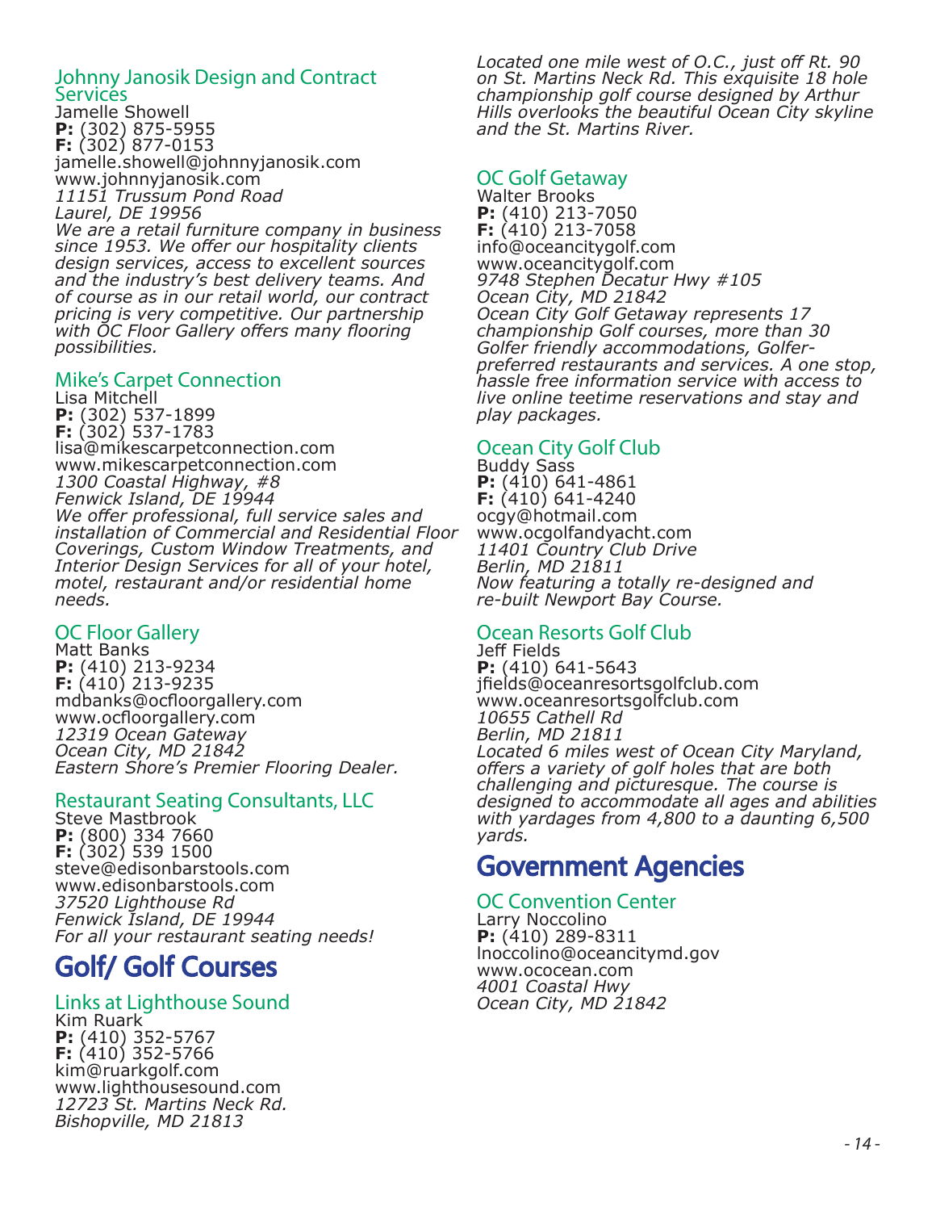### Johnny Janosik Design and Contract Services

Jamelle Showell
**P:** (302) 875-5955
**F:** (302) 877-0153
jamelle.showell@johnnyjanosik.com
www.johnnyjanosik.com
*11151 Trussum Pond Road*
*Laurel, DE 19956*
*We are a retail furniture company in business since 1953. We offer our hospitality clients design services, access to excellent sources and the industry's best delivery teams. And of course as in our retail world, our contract pricing is very competitive. Our partnership with OC Floor Gallery offers many flooring possibilities.*

### Mike's Carpet Connection

Lisa Mitchell
**P:** (302) 537-1899
**F:** (302) 537-1783
lisa@mikescarpetconnection.com
www.mikescarpetconnection.com
*1300 Coastal Highway, #8*
*Fenwick Island, DE 19944*
*We offer professional, full service sales and installation of Commercial and Residential Floor Coverings, Custom Window Treatments, and Interior Design Services for all of your hotel, motel, restaurant and/or residential home needs.*

### OC Floor Gallery

Matt Banks
**P:** (410) 213-9234
**F:** (410) 213-9235
mdbanks@ocfloorgallery.com
www.ocfloorgallery.com
*12319 Ocean Gateway*
*Ocean City, MD 21842*
*Eastern Shore's Premier Flooring Dealer.*

### Restaurant Seating Consultants, LLC

Steve Mastbrook
**P:** (800) 334 7660
**F:** (302) 539 1500
steve@edisonbarstools.com
www.edisonbarstools.com
*37520 Lighthouse Rd*
*Fenwick Island, DE 19944*
*For all your restaurant seating needs!*

## Golf/ Golf Courses

### Links at Lighthouse Sound

Kim Ruark
**P:** (410) 352-5767
**F:** (410) 352-5766
kim@ruarkgolf.com
www.lighthousesound.com
*12723 St. Martins Neck Rd.*
*Bishopville, MD 21813*
*Located one mile west of O.C., just off Rt. 90 on St. Martins Neck Rd. This exquisite 18 hole championship golf course designed by Arthur Hills overlooks the beautiful Ocean City skyline and the St. Martins River.*

### OC Golf Getaway

Walter Brooks
**P:** (410) 213-7050
**F:** (410) 213-7058
info@oceancitygolf.com
www.oceancitygolf.com
*9748 Stephen Decatur Hwy #105*
*Ocean City, MD 21842*
*Ocean City Golf Getaway represents 17 championship Golf courses, more than 30 Golfer friendly accommodations, Golfer-preferred restaurants and services. A one stop, hassle free information service with access to live online teetime reservations and stay and play packages.*

### Ocean City Golf Club

Buddy Sass
**P:** (410) 641-4861
**F:** (410) 641-4240
ocgy@hotmail.com
www.ocgolfandyacht.com
*11401 Country Club Drive*
*Berlin, MD 21811*
*Now featuring a totally re-designed and re-built Newport Bay Course.*

### Ocean Resorts Golf Club

Jeff Fields
**P:** (410) 641-5643
jfields@oceanresortsgolfclub.com
www.oceanresortsgolfclub.com
*10655 Cathell Rd*
*Berlin, MD 21811*
*Located 6 miles west of Ocean City Maryland, offers a variety of golf holes that are both challenging and picturesque. The course is designed to accommodate all ages and abilities with yardages from 4,800 to a daunting 6,500 yards.*

## Government Agencies

### OC Convention Center

Larry Noccolino
**P:** (410) 289-8311
lnoccolino@oceancitymd.gov
www.ococean.com
*4001 Coastal Hwy*
*Ocean City, MD 21842*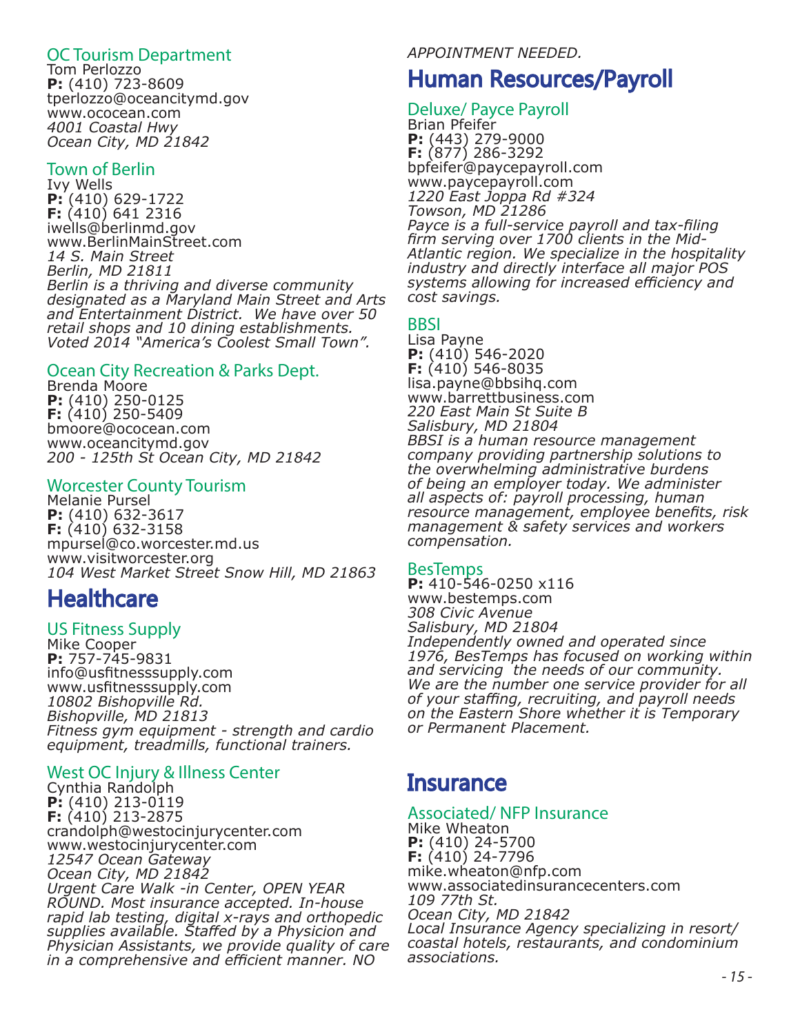### OC Tourism Department

Tom Perlozzo
**P:** (410) 723-8609
tperlozzo@oceancitymd.gov
www.ococean.com
*4001 Coastal Hwy*
*Ocean City, MD 21842*

### Town of Berlin

Ivy Wells
**P:** (410) 629-1722
**F:** (410) 641 2316
iwells@berlinmd.gov
www.BerlinMainStreet.com
*14 S. Main Street*
*Berlin, MD 21811*
*Berlin is a thriving and diverse community designated as a Maryland Main Street and Arts and Entertainment District. We have over 50 retail shops and 10 dining establishments. Voted 2014 "America's Coolest Small Town".*

### Ocean City Recreation & Parks Dept.

Brenda Moore
**P:** (410) 250-0125
**F:** (410) 250-5409
bmoore@ococean.com
www.oceancitymd.gov
*200 - 125th St Ocean City, MD 21842*

### Worcester County Tourism

Melanie Pursel
**P:** (410) 632-3617
**F:** (410) 632-3158
mpursel@co.worcester.md.us
www.visitworcester.org
*104 West Market Street Snow Hill, MD 21863*

## Healthcare

### US Fitness Supply

Mike Cooper
**P:** 757-745-9831
info@usfitnesssupply.com
www.usfitnesssupply.com
*10802 Bishopville Rd.*
*Bishopville, MD 21813*
*Fitness gym equipment - strength and cardio equipment, treadmills, functional trainers.*

### West OC Injury & Illness Center

Cynthia Randolph
**P:** (410) 213-0119
**F:** (410) 213-2875
crandolph@westocinjurycenter.com
www.westocinjurycenter.com
*12547 Ocean Gateway*
*Ocean City, MD 21842*
*Urgent Care Walk -in Center, OPEN YEAR ROUND. Most insurance accepted. In-house rapid lab testing, digital x-rays and orthopedic supplies available. Staffed by a Physicion and Physician Assistants, we provide quality of care in a comprehensive and efficient manner. NO APPOINTMENT NEEDED.*

## Human Resources/Payroll

### Deluxe/ Payce Payroll

Brian Pfeifer
**P:** (443) 279-9000
**F:** (877) 286-3292
bpfeifer@paycepayroll.com
www.paycepayroll.com
*1220 East Joppa Rd #324*
*Towson, MD 21286*
*Payce is a full-service payroll and tax-filing firm serving over 1700 clients in the Mid-Atlantic region. We specialize in the hospitality industry and directly interface all major POS systems allowing for increased efficiency and cost savings.*

### BBSI

Lisa Payne
**P:** (410) 546-2020
**F:** (410) 546-8035
lisa.payne@bbsihq.com
www.barrettbusiness.com
*220 East Main St Suite B*
*Salisbury, MD 21804*
*BBSI is a human resource management company providing partnership solutions to the overwhelming administrative burdens of being an employer today. We administer all aspects of: payroll processing, human resource management, employee benefits, risk management & safety services and workers compensation.*

### BesTemps

**P:** 410-546-0250 x116
www.bestemps.com
*308 Civic Avenue*
*Salisbury, MD 21804*
*Independently owned and operated since 1976, BesTemps has focused on working within and servicing the needs of our community. We are the number one service provider for all of your staffing, recruiting, and payroll needs on the Eastern Shore whether it is Temporary or Permanent Placement.*

## Insurance

### Associated/ NFP Insurance

Mike Wheaton
**P:** (410) 24-5700
**F:** (410) 24-7796
mike.wheaton@nfp.com
www.associatedinsurancecenters.com
*109 77th St.*
*Ocean City, MD 21842*
*Local Insurance Agency specializing in resort/ coastal hotels, restaurants, and condominium associations.*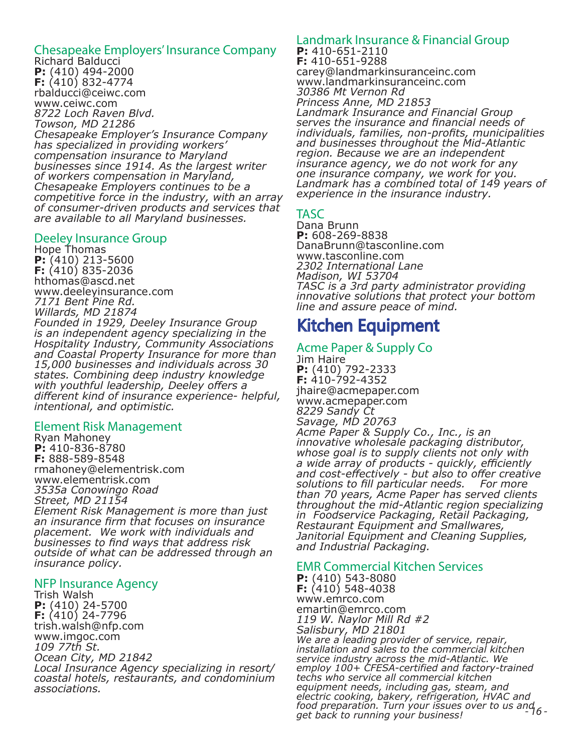### Chesapeake Employers' Insurance Company

Richard Balducci
**P:** (410) 494-2000
**F:** (410) 832-4774
rbalducci@ceiwc.com
www.ceiwc.com
*8722 Loch Raven Blvd.*
*Towson, MD 21286*
*Chesapeake Employer's Insurance Company has specialized in providing workers' compensation insurance to Maryland businesses since 1914. As the largest writer of workers compensation in Maryland, Chesapeake Employers continues to be a competitive force in the industry, with an array of consumer-driven products and services that are available to all Maryland businesses.*

### Deeley Insurance Group

Hope Thomas
**P:** (410) 213-5600
**F:** (410) 835-2036
hthomas@ascd.net
www.deeleyinsurance.com
*7171 Bent Pine Rd.*
*Willards, MD 21874*
*Founded in 1929, Deeley Insurance Group is an independent agency specializing in the Hospitality Industry, Community Associations and Coastal Property Insurance for more than 15,000 businesses and individuals across 30 states. Combining deep industry knowledge with youthful leadership, Deeley offers a different kind of insurance experience- helpful, intentional, and optimistic.*

### Element Risk Management

Ryan Mahoney
**P:** 410-836-8780
**F:** 888-589-8548
rmahoney@elementrisk.com
www.elementrisk.com
*3535a Conowingo Road*
*Street, MD 21154*
*Element Risk Management is more than just an insurance firm that focuses on insurance placement. We work with individuals and businesses to find ways that address risk outside of what can be addressed through an insurance policy.*

### NFP Insurance Agency

Trish Walsh
**P:** (410) 24-5700
**F:** (410) 24-7796
trish.walsh@nfp.com
www.imgoc.com
*109 77th St.*
*Ocean City, MD 21842*
*Local Insurance Agency specializing in resort/ coastal hotels, restaurants, and condominium associations.*

### Landmark Insurance & Financial Group

**P:** 410-651-2110
**F:** 410-651-9288
carey@landmarkinsuranceinc.com
www.landmarkinsuranceinc.com
*30386 Mt Vernon Rd*
*Princess Anne, MD 21853*
*Landmark Insurance and Financial Group serves the insurance and financial needs of individuals, families, non-profits, municipalities and businesses throughout the Mid-Atlantic region. Because we are an independent insurance agency, we do not work for any one insurance company, we work for you. Landmark has a combined total of 149 years of experience in the insurance industry.*

### TASC

Dana Brunn
**P:** 608-269-8838
DanaBrunn@tasconline.com
www.tasconline.com
*2302 International Lane*
*Madison, WI 53704*
*TASC is a 3rd party administrator providing innovative solutions that protect your bottom line and assure peace of mind.*

## Kitchen Equipment

### Acme Paper & Supply Co

Jim Haire
**P:** (410) 792-2333
**F:** 410-792-4352
jhaire@acmepaper.com
www.acmepaper.com
*8229 Sandy Ct*
*Savage, MD 20763*
*Acme Paper & Supply Co., Inc., is an innovative wholesale packaging distributor, whose goal is to supply clients not only with a wide array of products - quickly, efficiently and cost-effectively - but also to offer creative solutions to fill particular needs. For more than 70 years, Acme Paper has served clients throughout the mid-Atlantic region specializing in Foodservice Packaging, Retail Packaging, Restaurant Equipment and Smallwares, Janitorial Equipment and Cleaning Supplies, and Industrial Packaging.*

### EMR Commercial Kitchen Services

**P:** (410) 543-8080
**F:** (410) 548-4038
www.emrco.com
emartin@emrco.com
*119 W. Naylor Mill Rd #2*
*Salisbury, MD 21801*
*We are a leading provider of service, repair, installation and sales to the commercial kitchen service industry across the mid-Atlantic. We employ 100+ CFESA-certified and factory-trained techs who service all commercial kitchen equipment needs, including gas, steam, and electric cooking, bakery, refrigeration, HVAC and food preparation. Turn your issues over to us and get back to running your business!*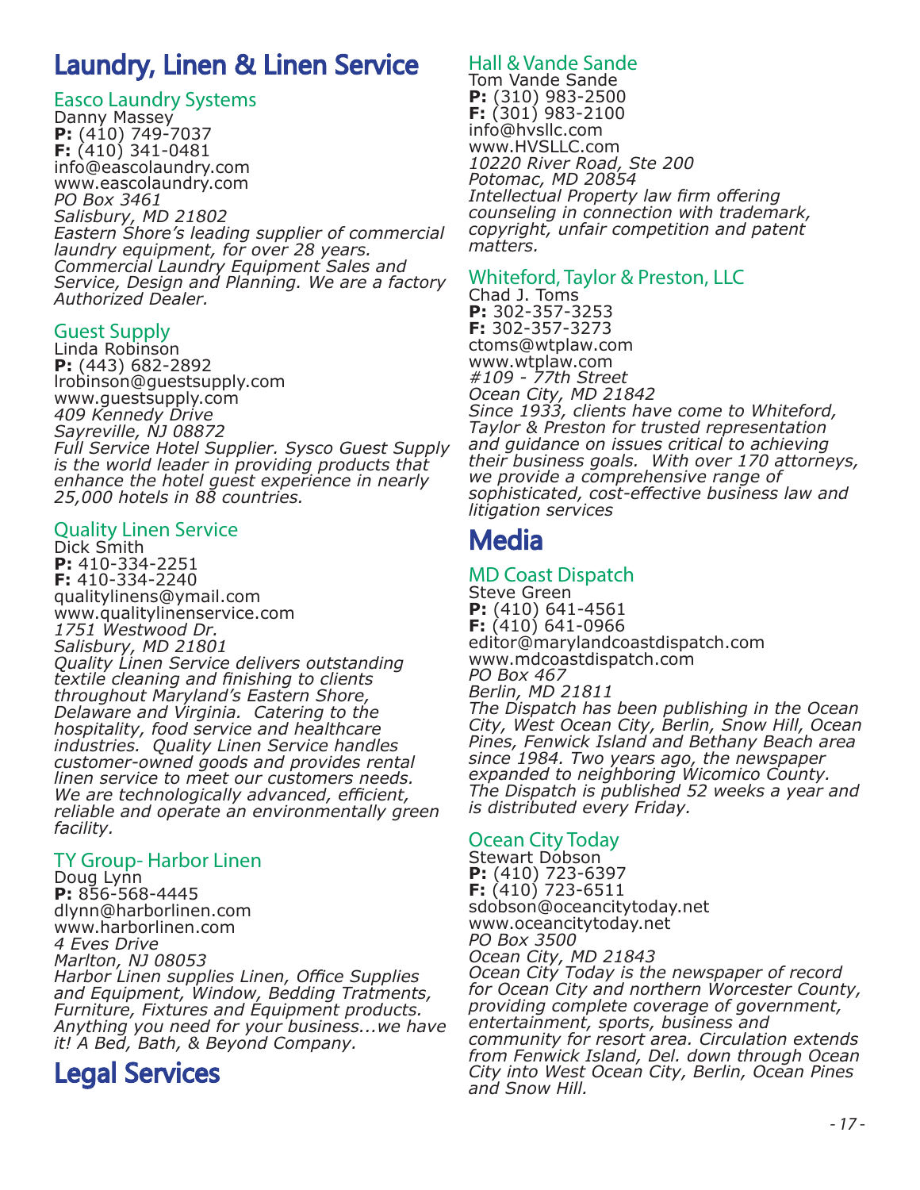# Laundry, Linen & Linen Service

## Easco Laundry Systems

Danny Massey
**P:** (410) 749-7037
**F:** (410) 341-0481
info@eascolaundry.com
www.eascolaundry.com
*PO Box 3461*
*Salisbury, MD 21802*
*Eastern Shore's leading supplier of commercial laundry equipment, for over 28 years. Commercial Laundry Equipment Sales and Service, Design and Planning. We are a factory Authorized Dealer.*

## Guest Supply

Linda Robinson
**P:** (443) 682-2892
lrobinson@guestsupply.com
www.guestsupply.com
*409 Kennedy Drive*
*Sayreville, NJ 08872*
*Full Service Hotel Supplier. Sysco Guest Supply is the world leader in providing products that enhance the hotel guest experience in nearly 25,000 hotels in 88 countries.*

## Quality Linen Service

Dick Smith
**P:** 410-334-2251
**F:** 410-334-2240
qualitylinens@ymail.com
www.qualitylinenservice.com
*1751 Westwood Dr.*
*Salisbury, MD 21801*
*Quality Linen Service delivers outstanding textile cleaning and finishing to clients throughout Maryland's Eastern Shore, Delaware and Virginia. Catering to the hospitality, food service and healthcare industries. Quality Linen Service handles customer-owned goods and provides rental linen service to meet our customers needs. We are technologically advanced, efficient, reliable and operate an environmentally green facility.*

## TY Group- Harbor Linen

Doug Lynn
**P:** 856-568-4445
dlynn@harborlinen.com
www.harborlinen.com
*4 Eves Drive*
*Marlton, NJ 08053*
*Harbor Linen supplies Linen, Office Supplies and Equipment, Window, Bedding Tratments, Furniture, Fixtures and Equipment products. Anything you need for your business...we have it! A Bed, Bath, & Beyond Company.*

# Legal Services

## Hall & Vande Sande

Tom Vande Sande
**P:** (310) 983-2500
**F:** (301) 983-2100
info@hvsllc.com
www.HVSLLC.com
*10220 River Road, Ste 200*
*Potomac, MD 20854*
*Intellectual Property law firm offering counseling in connection with trademark, copyright, unfair competition and patent matters.*

## Whiteford, Taylor & Preston, LLC

Chad J. Toms
**P:** 302-357-3253
**F:** 302-357-3273
ctoms@wtplaw.com
www.wtplaw.com
*#109 - 77th Street*
*Ocean City, MD 21842*
*Since 1933, clients have come to Whiteford, Taylor & Preston for trusted representation and guidance on issues critical to achieving their business goals. With over 170 attorneys, we provide a comprehensive range of sophisticated, cost-effective business law and litigation services*

# Media

## MD Coast Dispatch

Steve Green
**P:** (410) 641-4561
**F:** (410) 641-0966
editor@marylandcoastdispatch.com
www.mdcoastdispatch.com
*PO Box 467*
*Berlin, MD 21811*
*The Dispatch has been publishing in the Ocean City, West Ocean City, Berlin, Snow Hill, Ocean Pines, Fenwick Island and Bethany Beach area since 1984. Two years ago, the newspaper expanded to neighboring Wicomico County. The Dispatch is published 52 weeks a year and is distributed every Friday.*

## Ocean City Today

Stewart Dobson
**P:** (410) 723-6397
**F:** (410) 723-6511
sdobson@oceancitytoday.net
www.oceancitytoday.net
*PO Box 3500*
*Ocean City, MD 21843*
*Ocean City Today is the newspaper of record for Ocean City and northern Worcester County, providing complete coverage of government, entertainment, sports, business and community for resort area. Circulation extends from Fenwick Island, Del. down through Ocean City into West Ocean City, Berlin, Ocean Pines and Snow Hill.*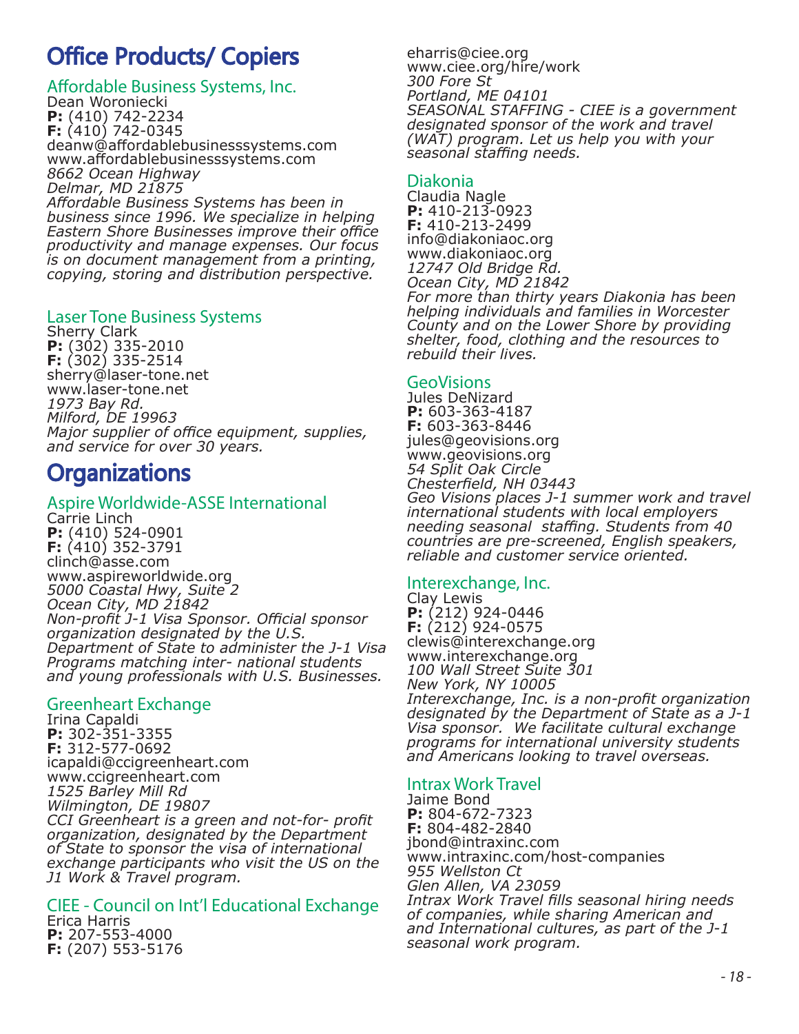# Office Products/ Copiers

### Affordable Business Systems, Inc.

Dean Woroniecki
**P:** (410) 742-2234
**F:** (410) 742-0345
deanw@affordablebusinesssystems.com
www.affordablebusinesssystems.com
*8662 Ocean Highway*
*Delmar, MD 21875*
*Affordable Business Systems has been in business since 1996. We specialize in helping Eastern Shore Businesses improve their office productivity and manage expenses. Our focus is on document management from a printing, copying, storing and distribution perspective.*

### Laser Tone Business Systems

Sherry Clark
**P:** (302) 335-2010
**F:** (302) 335-2514
sherry@laser-tone.net
www.laser-tone.net
*1973 Bay Rd.*
*Milford, DE 19963*
*Major supplier of office equipment, supplies, and service for over 30 years.*

# Organizations

### Aspire Worldwide-ASSE International

Carrie Linch
**P:** (410) 524-0901
**F:** (410) 352-3791
clinch@asse.com
www.aspireworldwide.org
*5000 Coastal Hwy, Suite 2*
*Ocean City, MD 21842*
*Non-profit J-1 Visa Sponsor. Official sponsor organization designated by the U.S. Department of State to administer the J-1 Visa Programs matching inter- national students and young professionals with U.S. Businesses.*

### Greenheart Exchange

Irina Capaldi
**P:** 302-351-3355
**F:** 312-577-0692
icapaldi@ccigreenheart.com
www.ccigreenheart.com
*1525 Barley Mill Rd*
*Wilmington, DE 19807*
*CCI Greenheart is a green and not-for- profit organization, designated by the Department of State to sponsor the visa of international exchange participants who visit the US on the J1 Work & Travel program.*

### CIEE - Council on Int'l Educational Exchange

Erica Harris
**P:** 207-553-4000
**F:** (207) 553-5176
eharris@ciee.org
www.ciee.org/hire/work
*300 Fore St*
*Portland, ME 04101*
*SEASONAL STAFFING - CIEE is a government designated sponsor of the work and travel (WAT) program. Let us help you with your seasonal staffing needs.*

### Diakonia

Claudia Nagle
**P:** 410-213-0923
**F:** 410-213-2499
info@diakoniaoc.org
www.diakoniaoc.org
*12747 Old Bridge Rd.*
*Ocean City, MD 21842*
*For more than thirty years Diakonia has been helping individuals and families in Worcester County and on the Lower Shore by providing shelter, food, clothing and the resources to rebuild their lives.*

### GeoVisions

Jules DeNizard
**P:** 603-363-4187
**F:** 603-363-8446
jules@geovisions.org
www.geovisions.org
*54 Split Oak Circle*
*Chesterfield, NH 03443*
*Geo Visions places J-1 summer work and travel international students with local employers needing seasonal staffing. Students from 40 countries are pre-screened, English speakers, reliable and customer service oriented.*

### Interexchange, Inc.

Clay Lewis
**P:** (212) 924-0446
**F:** (212) 924-0575
clewis@interexchange.org
www.interexchange.org
*100 Wall Street Suite 301*
*New York, NY 10005*
*Interexchange, Inc. is a non-profit organization designated by the Department of State as a J-1 Visa sponsor. We facilitate cultural exchange programs for international university students and Americans looking to travel overseas.*

### Intrax Work Travel

Jaime Bond
**P:** 804-672-7323
**F:** 804-482-2840
jbond@intraxinc.com
www.intraxinc.com/host-companies
*955 Wellston Ct*
*Glen Allen, VA 23059*
*Intrax Work Travel fills seasonal hiring needs of companies, while sharing American and and International cultures, as part of the J-1 seasonal work program.*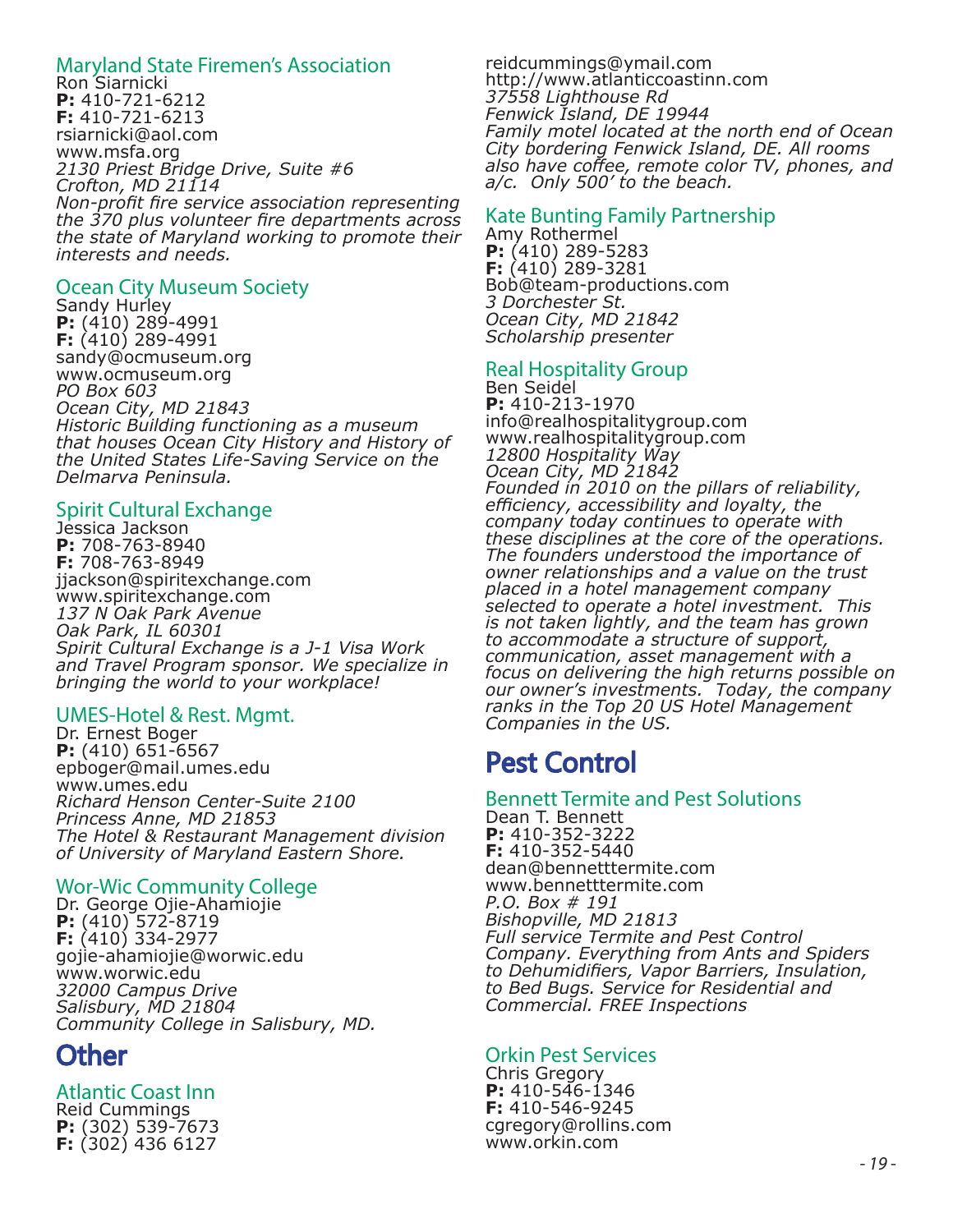### Maryland State Firemen's Association
Ron Siarnicki
**P:** 410-721-6212
**F:** 410-721-6213
rsiarnicki@aol.com
www.msfa.org
*2130 Priest Bridge Drive, Suite #6*
*Crofton, MD 21114*
*Non-profit fire service association representing the 370 plus volunteer fire departments across the state of Maryland working to promote their interests and needs.*

### Ocean City Museum Society
Sandy Hurley
**P:** (410) 289-4991
**F:** (410) 289-4991
sandy@ocmuseum.org
www.ocmuseum.org
*PO Box 603*
*Ocean City, MD 21843*
*Historic Building functioning as a museum that houses Ocean City History and History of the United States Life-Saving Service on the Delmarva Peninsula.*

### Spirit Cultural Exchange
Jessica Jackson
**P:** 708-763-8940
**F:** 708-763-8949
jjackson@spiritexchange.com
www.spiritexchange.com
*137 N Oak Park Avenue*
*Oak Park, IL 60301*
*Spirit Cultural Exchange is a J-1 Visa Work and Travel Program sponsor. We specialize in bringing the world to your workplace!*

### UMES-Hotel & Rest. Mgmt.
Dr. Ernest Boger
**P:** (410) 651-6567
epboger@mail.umes.edu
www.umes.edu
*Richard Henson Center-Suite 2100*
*Princess Anne, MD 21853*
*The Hotel & Restaurant Management division of University of Maryland Eastern Shore.*

### Wor-Wic Community College
Dr. George Ojie-Ahamiojie
**P:** (410) 572-8719
**F:** (410) 334-2977
gojie-ahamiojie@worwic.edu
www.worwic.edu
*32000 Campus Drive*
*Salisbury, MD 21804*
*Community College in Salisbury, MD.*

## Other

### Atlantic Coast Inn
Reid Cummings
**P:** (302) 539-7673
**F:** (302) 436 6127
reidcummings@ymail.com
http://www.atlanticcoastinn.com
*37558 Lighthouse Rd*
*Fenwick Island, DE 19944*
*Family motel located at the north end of Ocean City bordering Fenwick Island, DE. All rooms also have coffee, remote color TV, phones, and a/c. Only 500' to the beach.*

### Kate Bunting Family Partnership
Amy Rothermel
**P:** (410) 289-5283
**F:** (410) 289-3281
Bob@team-productions.com
*3 Dorchester St.*
*Ocean City, MD 21842*
*Scholarship presenter*

### Real Hospitality Group
Ben Seidel
**P:** 410-213-1970
info@realhospitalitygroup.com
www.realhospitalitygroup.com
*12800 Hospitality Way*
*Ocean City, MD 21842*
*Founded in 2010 on the pillars of reliability, efficiency, accessibility and loyalty, the company today continues to operate with these disciplines at the core of the operations. The founders understood the importance of owner relationships and a value on the trust placed in a hotel management company selected to operate a hotel investment. This is not taken lightly, and the team has grown to accommodate a structure of support, communication, asset management with a focus on delivering the high returns possible on our owner's investments. Today, the company ranks in the Top 20 US Hotel Management Companies in the US.*

## Pest Control

### Bennett Termite and Pest Solutions
Dean T. Bennett
**P:** 410-352-3222
**F:** 410-352-5440
dean@bennetttermite.com
www.bennetttermite.com
*P.O. Box # 191*
*Bishopville, MD 21813*
*Full service Termite and Pest Control Company. Everything from Ants and Spiders to Dehumidifiers, Vapor Barriers, Insulation, to Bed Bugs. Service for Residential and Commercial. FREE Inspections*

### Orkin Pest Services
Chris Gregory
**P:** 410-546-1346
**F:** 410-546-9245
cgregory@rollins.com
www.orkin.com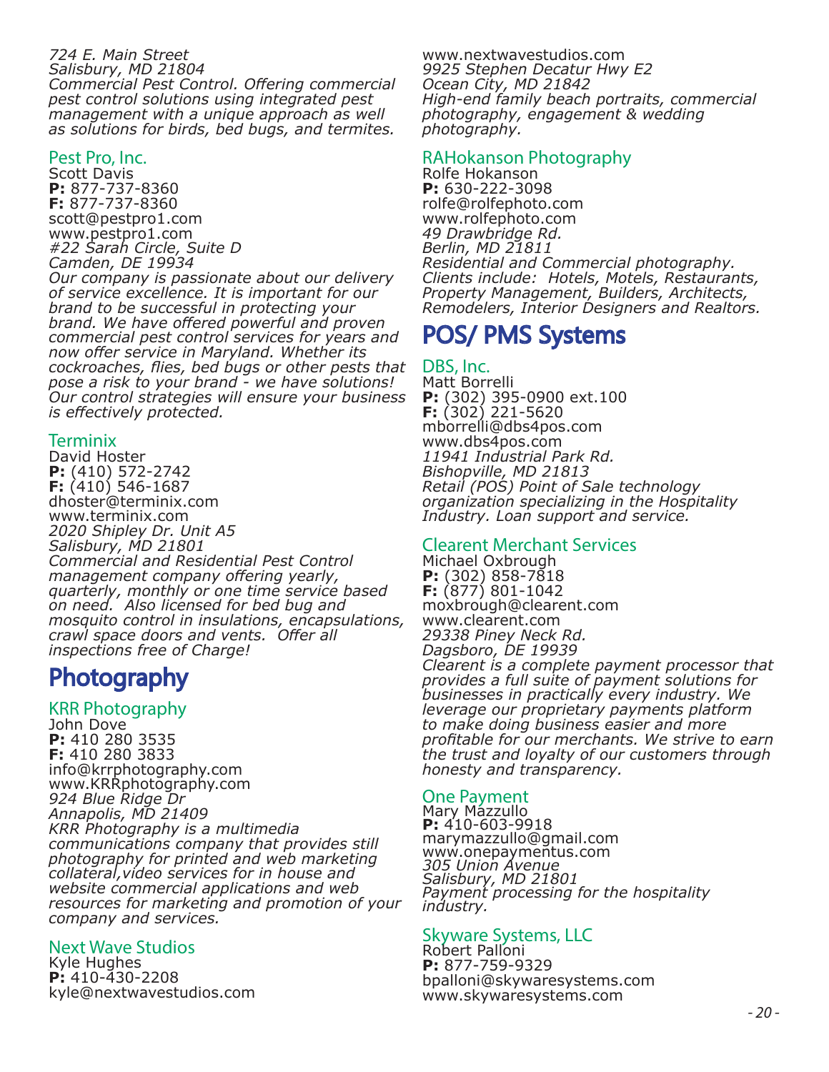*724 E. Main Street*
*Salisbury, MD 21804*
*Commercial Pest Control. Offering commercial pest control solutions using integrated pest management with a unique approach as well as solutions for birds, bed bugs, and termites.*

### Pest Pro, Inc.

Scott Davis
**P:** 877-737-8360
**F:** 877-737-8360
scott@pestpro1.com
www.pestpro1.com
*#22 Sarah Circle, Suite D*
*Camden, DE 19934*
*Our company is passionate about our delivery of service excellence. It is important for our brand to be successful in protecting your brand. We have offered powerful and proven commercial pest control services for years and now offer service in Maryland. Whether its cockroaches, flies, bed bugs or other pests that pose a risk to your brand - we have solutions! Our control strategies will ensure your business is effectively protected.*

### Terminix

David Hoster
**P:** (410) 572-2742
**F:** (410) 546-1687
dhoster@terminix.com
www.terminix.com
*2020 Shipley Dr. Unit A5*
*Salisbury, MD 21801*
*Commercial and Residential Pest Control management company offering yearly, quarterly, monthly or one time service based on need. Also licensed for bed bug and mosquito control in insulations, encapsulations, crawl space doors and vents. Offer all inspections free of Charge!*

## Photography

### KRR Photography

John Dove
**P:** 410 280 3535
**F:** 410 280 3833
info@krrphotography.com
www.KRRphotography.com
*924 Blue Ridge Dr*
*Annapolis, MD 21409*
*KRR Photography is a multimedia communications company that provides still photography for printed and web marketing collateral,video services for in house and website commercial applications and web resources for marketing and promotion of your company and services.*

### Next Wave Studios

Kyle Hughes
**P:** 410-430-2208
kyle@nextwavestudios.com
www.nextwavestudios.com
*9925 Stephen Decatur Hwy E2*
*Ocean City, MD 21842*
*High-end family beach portraits, commercial photography, engagement & wedding photography.*

### RAHokanson Photography

Rolfe Hokanson
**P:** 630-222-3098
rolfe@rolfephoto.com
www.rolfephoto.com
*49 Drawbridge Rd.*
*Berlin, MD 21811*
*Residential and Commercial photography. Clients include: Hotels, Motels, Restaurants, Property Management, Builders, Architects, Remodelers, Interior Designers and Realtors.*

## POS/ PMS Systems

### DBS, Inc.

Matt Borrelli
**P:** (302) 395-0900 ext.100
**F:** (302) 221-5620
mborrelli@dbs4pos.com
www.dbs4pos.com
*11941 Industrial Park Rd.*
*Bishopville, MD 21813*
*Retail (POS) Point of Sale technology organization specializing in the Hospitality Industry. Loan support and service.*

### Clearent Merchant Services

Michael Oxbrough
**P:** (302) 858-7818
**F:** (877) 801-1042
moxbrough@clearent.com
www.clearent.com
*29338 Piney Neck Rd.*
*Dagsboro, DE 19939*
*Clearent is a complete payment processor that provides a full suite of payment solutions for businesses in practically every industry. We leverage our proprietary payments platform to make doing business easier and more profitable for our merchants. We strive to earn the trust and loyalty of our customers through honesty and transparency.*

### One Payment

Mary Mazzullo
**P:** 410-603-9918
marymazzullo@gmail.com
www.onepaymentus.com
*305 Union Avenue*
*Salisbury, MD 21801*
*Payment processing for the hospitality industry.*

### Skyware Systems, LLC

Robert Palloni
**P:** 877-759-9329
bpalloni@skywaresystems.com
www.skywaresystems.com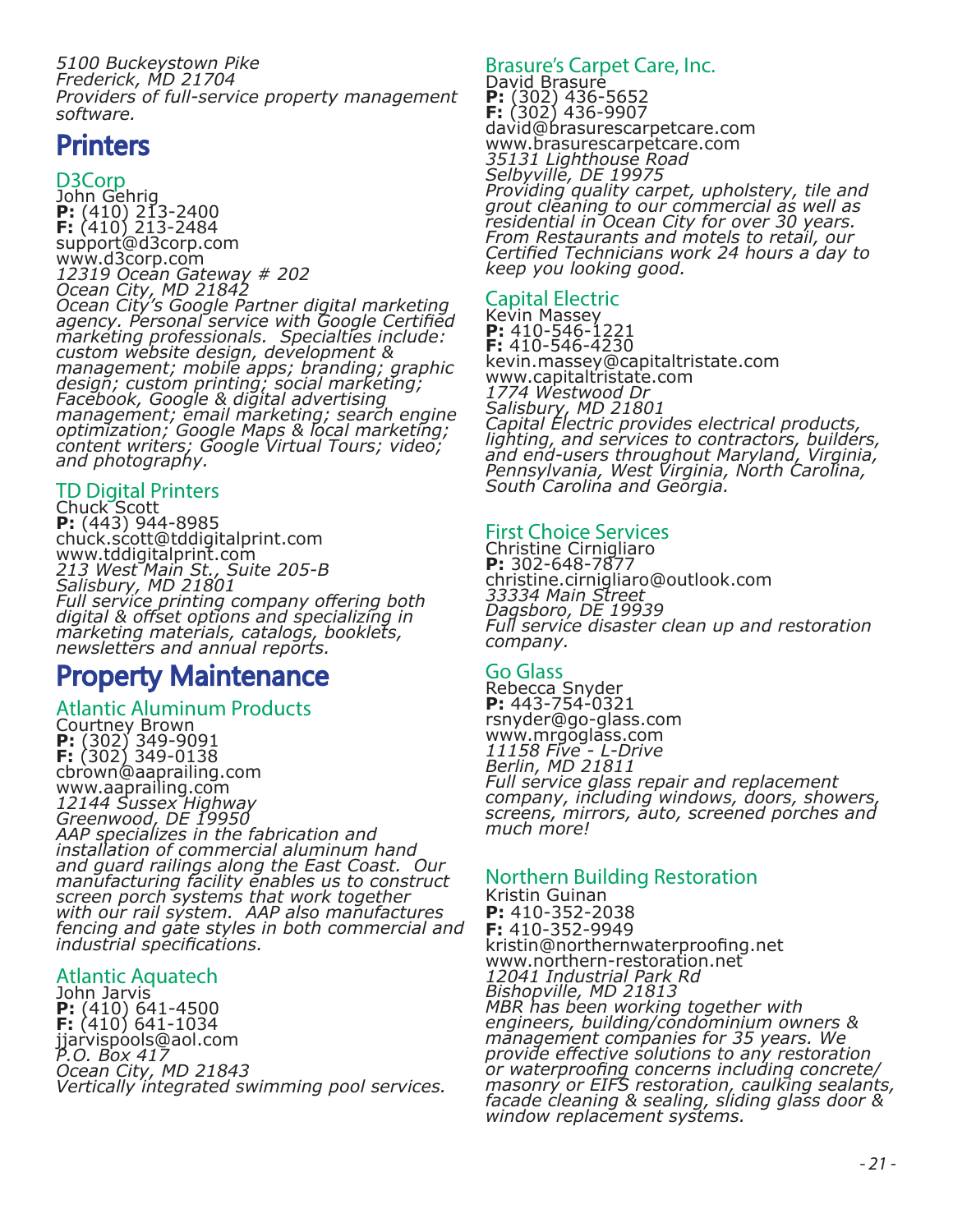*5100 Buckeystown Pike*
*Frederick, MD 21704*
*Providers of full-service property management software.*

# Printers

### D3Corp
John Gehrig
**P:** (410) 213-2400
**F:** (410) 213-2484
support@d3corp.com
www.d3corp.com
*12319 Ocean Gateway # 202*
*Ocean City, MD 21842*
*Ocean City's Google Partner digital marketing agency. Personal service with Google Certified marketing professionals. Specialties include: custom website design, development & management; mobile apps; branding; graphic design; custom printing; social marketing; Facebook, Google & digital advertising management; email marketing; search engine optimization; Google Maps & local marketing; content writers; Google Virtual Tours; video; and photography.*

### TD Digital Printers
Chuck Scott
**P:** (443) 944-8985
chuck.scott@tddigitalprint.com
www.tddigitalprint.com
*213 West Main St., Suite 205-B*
*Salisbury, MD 21801*
*Full service printing company offering both digital & offset options and specializing in marketing materials, catalogs, booklets, newsletters and annual reports.*

# Property Maintenance

### Atlantic Aluminum Products
Courtney Brown
**P:** (302) 349-9091
**F:** (302) 349-0138
cbrown@aaprailing.com
www.aaprailing.com
*12144 Sussex Highway*
*Greenwood, DE 19950*
*AAP specializes in the fabrication and installation of commercial aluminum hand and guard railings along the East Coast. Our manufacturing facility enables us to construct screen porch systems that work together with our rail system. AAP also manufactures fencing and gate styles in both commercial and industrial specifications.*

### Atlantic Aquatech
John Jarvis
**P:** (410) 641-4500
**F:** (410) 641-1034
jjarvispools@aol.com
*P.O. Box 417*
*Ocean City, MD 21843*
*Vertically integrated swimming pool services.*

### Brasure's Carpet Care, Inc.
David Brasure
**P:** (302) 436-5652
**F:** (302) 436-9907
david@brasurescarpetcare.com
www.brasurescarpetcare.com
*35131 Lighthouse Road*
*Selbyville, DE 19975*
*Providing quality carpet, upholstery, tile and grout cleaning to our commercial as well as residential in Ocean City for over 30 years. From Restaurants and motels to retail, our Certified Technicians work 24 hours a day to keep you looking good.*

### Capital Electric
Kevin Massey
**P:** 410-546-1221
**F:** 410-546-4230
kevin.massey@capitaltristate.com
www.capitaltristate.com
*1774 Westwood Dr*
*Salisbury, MD 21801*
*Capital Electric provides electrical products, lighting, and services to contractors, builders, and end-users throughout Maryland, Virginia, Pennsylvania, West Virginia, North Carolina, South Carolina and Georgia.*

### First Choice Services
Christine Cirnigliaro
**P:** 302-648-7877
christine.cirnigliaro@outlook.com
*33334 Main Street*
*Dagsboro, DE 19939*
*Full service disaster clean up and restoration company.*

### Go Glass
Rebecca Snyder
**P:** 443-754-0321
rsnyder@go-glass.com
www.mrgoglass.com
*11158 Five - L-Drive*
*Berlin, MD 21811*
*Full service glass repair and replacement company, including windows, doors, showers, screens, mirrors, auto, screened porches and much more!*

### Northern Building Restoration
Kristin Guinan
**P:** 410-352-2038
**F:** 410-352-9949
kristin@northernwaterproofing.net
www.northern-restoration.net
*12041 Industrial Park Rd*
*Bishopville, MD 21813*
*MBR has been working together with engineers, building/condominium owners & management companies for 35 years. We provide effective solutions to any restoration or waterproofing concerns including concrete/masonry or EIFS restoration, caulking sealants, facade cleaning & sealing, sliding glass door & window replacement systems.*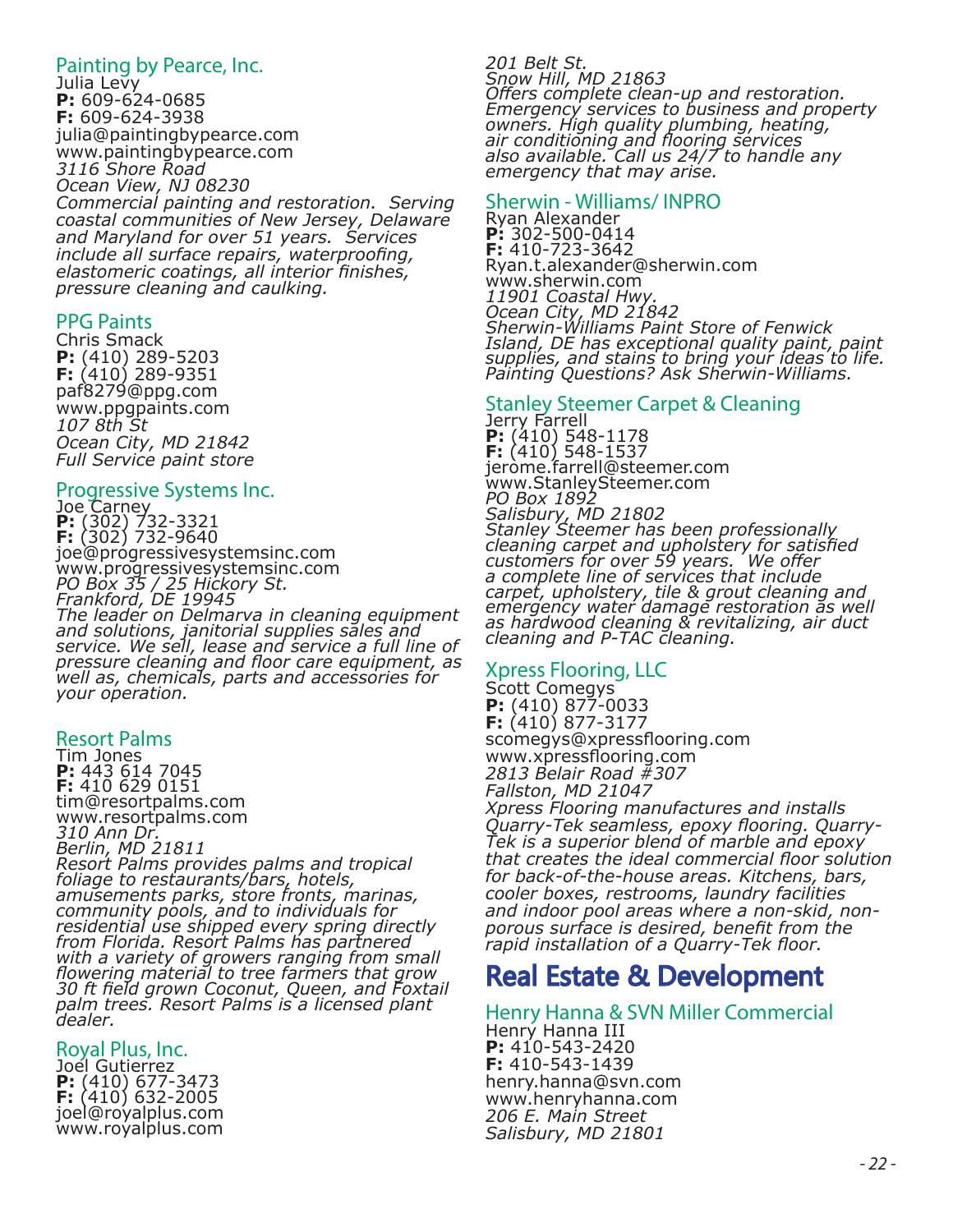### Painting by Pearce, Inc.

Julia Levy
**P:** 609-624-0685
**F:** 609-624-3938
julia@paintingbypearce.com
www.paintingbypearce.com
*3116 Shore Road*
*Ocean View, NJ 08230*
*Commercial painting and restoration. Serving coastal communities of New Jersey, Delaware and Maryland for over 51 years. Services include all surface repairs, waterproofing, elastomeric coatings, all interior finishes, pressure cleaning and caulking.*

### PPG Paints

Chris Smack
**P:** (410) 289-5203
**F:** (410) 289-9351
paf8279@ppg.com
www.ppgpaints.com
*107 8th St*
*Ocean City, MD 21842*
*Full Service paint store*

### Progressive Systems Inc.

Joe Carney
**P:** (302) 732-3321
**F:** (302) 732-9640
joe@progressivesystemsinc.com
www.progressivesystemsinc.com
*PO Box 35 / 25 Hickory St.*
*Frankford, DE 19945*
*The leader on Delmarva in cleaning equipment and solutions, janitorial supplies sales and service. We sell, lease and service a full line of pressure cleaning and floor care equipment, as well as, chemicals, parts and accessories for your operation.*

### Resort Palms

Tim Jones
**P:** 443 614 7045
**F:** 410 629 0151
tim@resortpalms.com
www.resortpalms.com
*310 Ann Dr.*
*Berlin, MD 21811*
*Resort Palms provides palms and tropical foliage to restaurants/bars, hotels, amusements parks, store fronts, marinas, community pools, and to individuals for residential use shipped every spring directly from Florida. Resort Palms has partnered with a variety of growers ranging from small flowering material to tree farmers that grow 30 ft field grown Coconut, Queen, and Foxtail palm trees. Resort Palms is a licensed plant dealer.*

### Royal Plus, Inc.

Joel Gutierrez
**P:** (410) 677-3473
**F:** (410) 632-2005
joel@royalplus.com
www.royalplus.com
*201 Belt St.*
*Snow Hill, MD 21863*
*Offers complete clean-up and restoration. Emergency services to business and property owners. High quality plumbing, heating, air conditioning and flooring services also available. Call us 24/7 to handle any emergency that may arise.*

### Sherwin - Williams/ INPRO

Ryan Alexander
**P:** 302-500-0414
**F:** 410-723-3642
Ryan.t.alexander@sherwin.com
www.sherwin.com
*11901 Coastal Hwy.*
*Ocean City, MD 21842*
*Sherwin-Williams Paint Store of Fenwick Island, DE has exceptional quality paint, paint supplies, and stains to bring your ideas to life. Painting Questions? Ask Sherwin-Williams.*

### Stanley Steemer Carpet & Cleaning

Jerry Farrell
**P:** (410) 548-1178
**F:** (410) 548-1537
jerome.farrell@steemer.com
www.StanleySteemer.com
*PO Box 1892*
*Salisbury, MD 21802*
*Stanley Steemer has been professionally cleaning carpet and upholstery for satisfied customers for over 59 years. We offer a complete line of services that include carpet, upholstery, tile & grout cleaning and emergency water damage restoration as well as hardwood cleaning & revitalizing, air duct cleaning and P-TAC cleaning.*

### Xpress Flooring, LLC

Scott Comegys
**P:** (410) 877-0033
**F:** (410) 877-3177
scomegys@xpressflooring.com
www.xpressflooring.com
*2813 Belair Road #307*
*Fallston, MD 21047*
*Xpress Flooring manufactures and installs Quarry-Tek seamless, epoxy flooring. Quarry-Tek is a superior blend of marble and epoxy that creates the ideal commercial floor solution for back-of-the-house areas. Kitchens, bars, cooler boxes, restrooms, laundry facilities and indoor pool areas where a non-skid, non-porous surface is desired, benefit from the rapid installation of a Quarry-Tek floor.*

## Real Estate & Development

### Henry Hanna & SVN Miller Commercial

Henry Hanna III
**P:** 410-543-2420
**F:** 410-543-1439
henry.hanna@svn.com
www.henryhanna.com
*206 E. Main Street*
*Salisbury, MD 21801*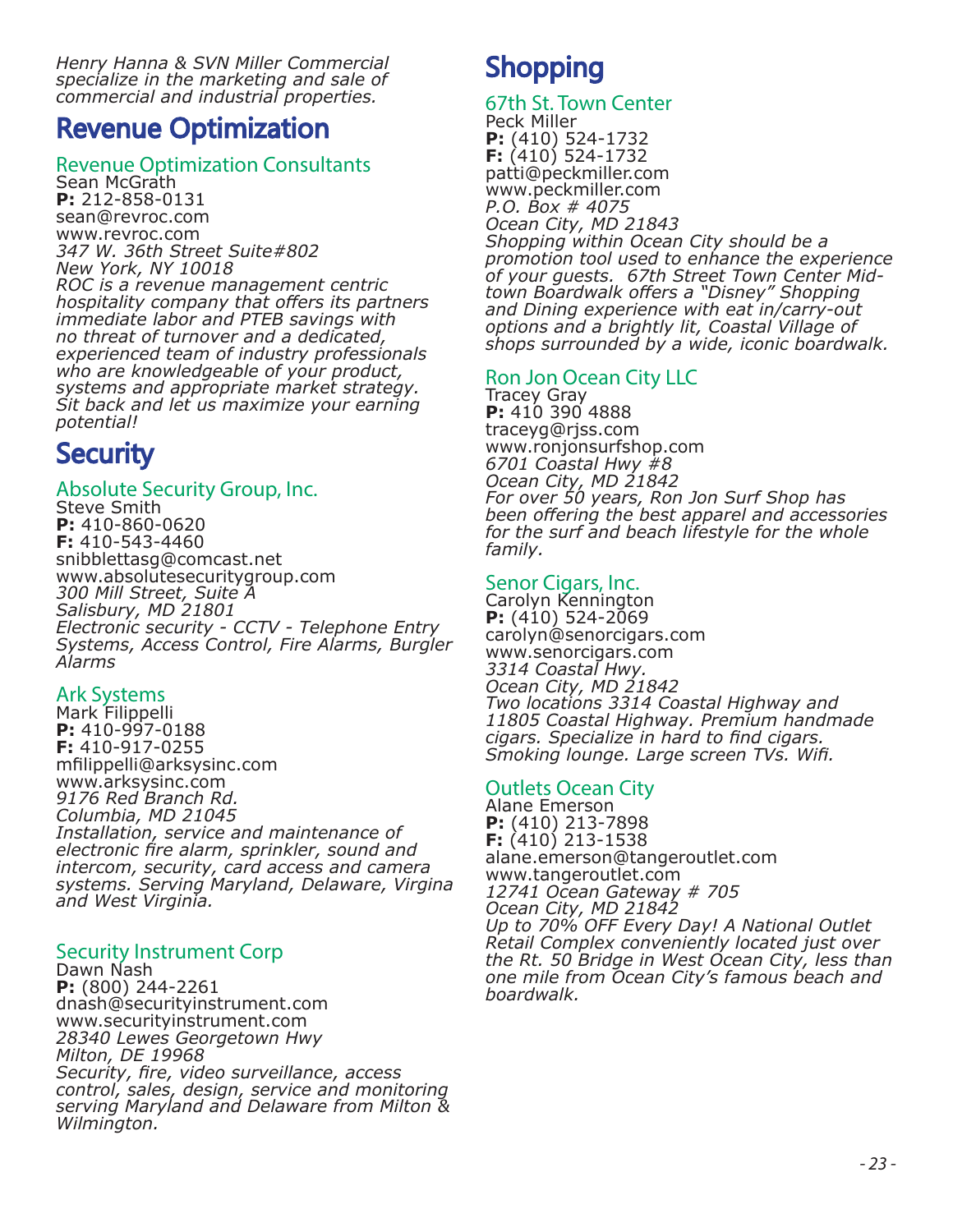*Henry Hanna & SVN Miller Commercial specialize in the marketing and sale of commercial and industrial properties.*

# Revenue Optimization

### Revenue Optimization Consultants

Sean McGrath
**P:** 212-858-0131
sean@revroc.com
www.revroc.com
*347 W. 36th Street Suite#802*
*New York, NY 10018*
*ROC is a revenue management centric hospitality company that offers its partners immediate labor and PTEB savings with no threat of turnover and a dedicated, experienced team of industry professionals who are knowledgeable of your product, systems and appropriate market strategy. Sit back and let us maximize your earning potential!*

# Security

### Absolute Security Group, Inc.

Steve Smith
**P:** 410-860-0620
**F:** 410-543-4460
snibblettasg@comcast.net
www.absolutesecuritygroup.com
*300 Mill Street, Suite A*
*Salisbury, MD 21801*
*Electronic security - CCTV - Telephone Entry Systems, Access Control, Fire Alarms, Burgler Alarms*

### Ark Systems

Mark Filippelli
**P:** 410-997-0188
**F:** 410-917-0255
mfilippelli@arksysinc.com
www.arksysinc.com
*9176 Red Branch Rd.*
*Columbia, MD 21045*
*Installation, service and maintenance of electronic fire alarm, sprinkler, sound and intercom, security, card access and camera systems. Serving Maryland, Delaware, Virgina and West Virginia.*

### Security Instrument Corp

Dawn Nash
**P:** (800) 244-2261
dnash@securityinstrument.com
www.securityinstrument.com
*28340 Lewes Georgetown Hwy*
*Milton, DE 19968*
*Security, fire, video surveillance, access control, sales, design, service and monitoring serving Maryland and Delaware from Milton & Wilmington.*

# Shopping

### 67th St. Town Center

Peck Miller
**P:** (410) 524-1732
**F:** (410) 524-1732
patti@peckmiller.com
www.peckmiller.com
*P.O. Box # 4075*
*Ocean City, MD 21843*
*Shopping within Ocean City should be a promotion tool used to enhance the experience of your guests. 67th Street Town Center Mid-town Boardwalk offers a "Disney" Shopping and Dining experience with eat in/carry-out options and a brightly lit, Coastal Village of shops surrounded by a wide, iconic boardwalk.*

### Ron Jon Ocean City LLC

Tracey Gray
**P:** 410 390 4888
traceyg@rjss.com
www.ronjonsurfshop.com
*6701 Coastal Hwy #8*
*Ocean City, MD 21842*
*For over 50 years, Ron Jon Surf Shop has been offering the best apparel and accessories for the surf and beach lifestyle for the whole family.*

### Senor Cigars, Inc.

Carolyn Kennington
**P:** (410) 524-2069
carolyn@senorcigars.com
www.senorcigars.com
*3314 Coastal Hwy.*
*Ocean City, MD 21842*
*Two locations 3314 Coastal Highway and 11805 Coastal Highway. Premium handmade cigars. Specialize in hard to find cigars. Smoking lounge. Large screen TVs. Wifi.*

### Outlets Ocean City

Alane Emerson
**P:** (410) 213-7898
**F:** (410) 213-1538
alane.emerson@tangeroutlet.com
www.tangeroutlet.com
*12741 Ocean Gateway # 705*
*Ocean City, MD 21842*
*Up to 70% OFF Every Day! A National Outlet Retail Complex conveniently located just over the Rt. 50 Bridge in West Ocean City, less than one mile from Ocean City's famous beach and boardwalk.*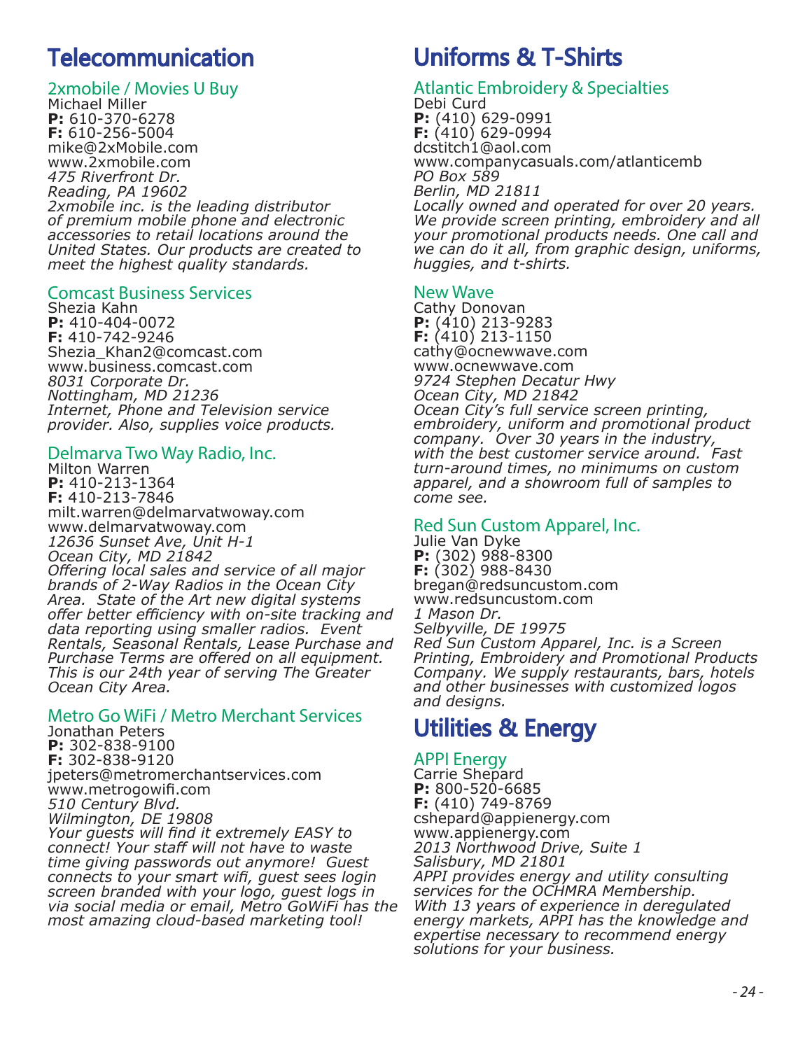# Telecommunication

### 2xmobile / Movies U Buy

Michael Miller
**P:** 610-370-6278
**F:** 610-256-5004
mike@2xMobile.com
www.2xmobile.com
*475 Riverfront Dr.*
*Reading, PA 19602*
*2xmobile inc. is the leading distributor of premium mobile phone and electronic accessories to retail locations around the United States. Our products are created to meet the highest quality standards.*

### Comcast Business Services

Shezia Kahn
**P:** 410-404-0072
**F:** 410-742-9246
Shezia_Khan2@comcast.com
www.business.comcast.com
*8031 Corporate Dr.*
*Nottingham, MD 21236*
*Internet, Phone and Television service provider. Also, supplies voice products.*

### Delmarva Two Way Radio, Inc.

Milton Warren
**P:** 410-213-1364
**F:** 410-213-7846
milt.warren@delmarvatwoway.com
www.delmarvatwoway.com
*12636 Sunset Ave, Unit H-1*
*Ocean City, MD 21842*
*Offering local sales and service of all major brands of 2-Way Radios in the Ocean City Area. State of the Art new digital systems offer better efficiency with on-site tracking and data reporting using smaller radios. Event Rentals, Seasonal Rentals, Lease Purchase and Purchase Terms are offered on all equipment. This is our 24th year of serving The Greater Ocean City Area.*

### Metro Go WiFi / Metro Merchant Services

Jonathan Peters
**P:** 302-838-9100
**F:** 302-838-9120
jpeters@metromerchantservices.com
www.metrogowifi.com
*510 Century Blvd.*
*Wilmington, DE 19808*
*Your guests will find it extremely EASY to connect! Your staff will not have to waste time giving passwords out anymore! Guest connects to your smart wifi, guest sees login screen branded with your logo, guest logs in via social media or email, Metro GoWiFi has the most amazing cloud-based marketing tool!*

# Uniforms & T-Shirts

### Atlantic Embroidery & Specialties

Debi Curd
**P:** (410) 629-0991
**F:** (410) 629-0994
dcstitch1@aol.com
www.companycasuals.com/atlanticemb
*PO Box 589*
*Berlin, MD 21811*
*Locally owned and operated for over 20 years. We provide screen printing, embroidery and all your promotional products needs. One call and we can do it all, from graphic design, uniforms, huggies, and t-shirts.*

### New Wave

Cathy Donovan
**P:** (410) 213-9283
**F:** (410) 213-1150
cathy@ocnewwave.com
www.ocnewwave.com
*9724 Stephen Decatur Hwy*
*Ocean City, MD 21842*
*Ocean City's full service screen printing, embroidery, uniform and promotional product company. Over 30 years in the industry, with the best customer service around. Fast turn-around times, no minimums on custom apparel, and a showroom full of samples to come see.*

### Red Sun Custom Apparel, Inc.

Julie Van Dyke
**P:** (302) 988-8300
**F:** (302) 988-8430
bregan@redsuncustom.com
www.redsuncustom.com
*1 Mason Dr.*
*Selbyville, DE 19975*
*Red Sun Custom Apparel, Inc. is a Screen Printing, Embroidery and Promotional Products Company. We supply restaurants, bars, hotels and other businesses with customized logos and designs.*

# Utilities & Energy

### APPI Energy

Carrie Shepard
**P:** 800-520-6685
**F:** (410) 749-8769
cshepard@appienergy.com
www.appienergy.com
*2013 Northwood Drive, Suite 1*
*Salisbury, MD 21801*
*APPI provides energy and utility consulting services for the OCHMRA Membership. With 13 years of experience in deregulated energy markets, APPI has the knowledge and expertise necessary to recommend energy solutions for your business.*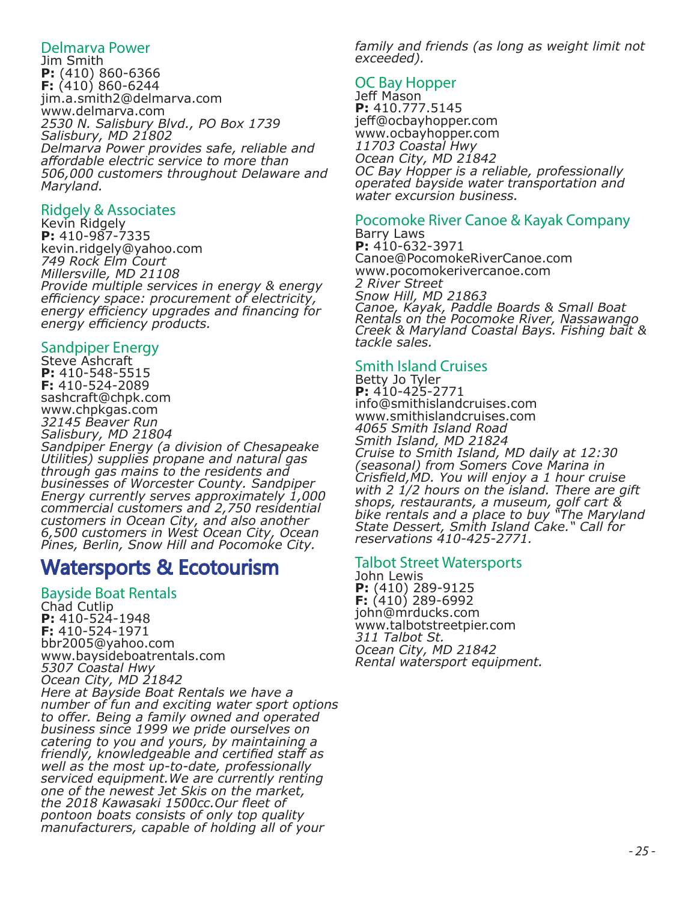### Delmarva Power

Jim Smith
**P:** (410) 860-6366
**F:** (410) 860-6244
jim.a.smith2@delmarva.com
www.delmarva.com
*2530 N. Salisbury Blvd., PO Box 1739*
*Salisbury, MD 21802*
*Delmarva Power provides safe, reliable and affordable electric service to more than 506,000 customers throughout Delaware and Maryland.*

### Ridgely & Associates

Kevin Ridgely
**P:** 410-987-7335
kevin.ridgely@yahoo.com
*749 Rock Elm Court*
*Millersville, MD 21108*
*Provide multiple services in energy & energy efficiency space: procurement of electricity, energy efficiency upgrades and financing for energy efficiency products.*

### Sandpiper Energy

Steve Ashcraft
**P:** 410-548-5515
**F:** 410-524-2089
sashcraft@chpk.com
www.chpkgas.com
*32145 Beaver Run*
*Salisbury, MD 21804*
*Sandpiper Energy (a division of Chesapeake Utilities) supplies propane and natural gas through gas mains to the residents and businesses of Worcester County. Sandpiper Energy currently serves approximately 1,000 commercial customers and 2,750 residential customers in Ocean City, and also another 6,500 customers in West Ocean City, Ocean Pines, Berlin, Snow Hill and Pocomoke City.*

## Watersports & Ecotourism

### Bayside Boat Rentals

Chad Cutlip
**P:** 410-524-1948
**F:** 410-524-1971
bbr2005@yahoo.com
www.baysideboatrentals.com
*5307 Coastal Hwy*
*Ocean City, MD 21842*
*Here at Bayside Boat Rentals we have a number of fun and exciting water sport options to offer. Being a family owned and operated business since 1999 we pride ourselves on catering to you and yours, by maintaining a friendly, knowledgeable and certified staff as well as the most up-to-date, professionally serviced equipment.We are currently renting one of the newest Jet Skis on the market, the 2018 Kawasaki 1500cc.Our fleet of pontoon boats consists of only top quality manufacturers, capable of holding all of your family and friends (as long as weight limit not exceeded).*

### OC Bay Hopper

Jeff Mason
**P:** 410.777.5145
jeff@ocbayhopper.com
www.ocbayhopper.com
*11703 Coastal Hwy*
*Ocean City, MD 21842*
*OC Bay Hopper is a reliable, professionally operated bayside water transportation and water excursion business.*

### Pocomoke River Canoe & Kayak Company

Barry Laws
**P:** 410-632-3971
Canoe@PocomokeRiverCanoe.com
www.pocomokerivercanoe.com
*2 River Street*
*Snow Hill, MD 21863*
*Canoe, Kayak, Paddle Boards & Small Boat Rentals on the Pocomoke River, Nassawango Creek & Maryland Coastal Bays. Fishing bait & tackle sales.*

### Smith Island Cruises

Betty Jo Tyler
**P:** 410-425-2771
info@smithislandcruises.com
www.smithislandcruises.com
*4065 Smith Island Road*
*Smith Island, MD 21824*
*Cruise to Smith Island, MD daily at 12:30 (seasonal) from Somers Cove Marina in Crisfield,MD. You will enjoy a 1 hour cruise with 2 1/2 hours on the island. There are gift shops, restaurants, a museum, golf cart & bike rentals and a place to buy "The Maryland State Dessert, Smith Island Cake." Call for reservations 410-425-2771.*

### Talbot Street Watersports

John Lewis
**P:** (410) 289-9125
**F:** (410) 289-6992
john@mrducks.com
www.talbotstreetpier.com
*311 Talbot St.*
*Ocean City, MD 21842*
*Rental watersport equipment.*